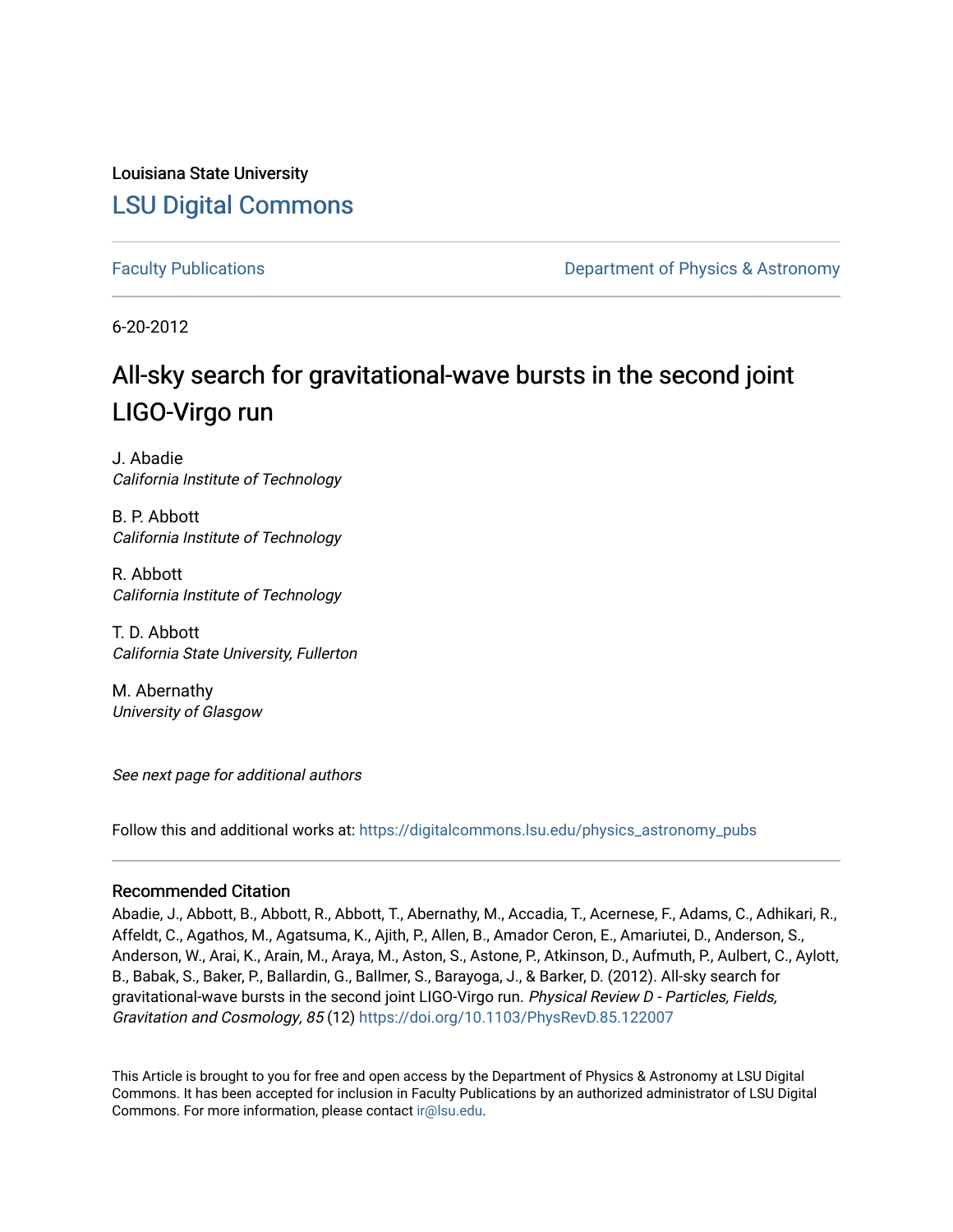Louisiana State University

# LSU Digital Commons

Faculty Publications

Department of Physics & Astronomy

6-20-2012

# All-sky search for gravitational-wave bursts in the second joint LIGO-Virgo run

J. Abadie
*California Institute of Technology*

B. P. Abbott
*California Institute of Technology*

R. Abbott
*California Institute of Technology*

T. D. Abbott
*California State University, Fullerton*

M. Abernathy
*University of Glasgow*

*See next page for additional authors*

Follow this and additional works at: https://digitalcommons.lsu.edu/physics_astronomy_pubs

## Recommended Citation

Abadie, J., Abbott, B., Abbott, R., Abbott, T., Abernathy, M., Accadia, T., Acernese, F., Adams, C., Adhikari, R., Affeldt, C., Agathos, M., Agatsuma, K., Ajith, P., Allen, B., Amador Ceron, E., Amariutei, D., Anderson, S., Anderson, W., Arai, K., Arain, M., Araya, M., Aston, S., Astone, P., Atkinson, D., Aufmuth, P., Aulbert, C., Aylott, B., Babak, S., Baker, P., Ballardin, G., Ballmer, S., Barayoga, J., & Barker, D. (2012). All-sky search for gravitational-wave bursts in the second joint LIGO-Virgo run. *Physical Review D - Particles, Fields, Gravitation and Cosmology, 85* (12) https://doi.org/10.1103/PhysRevD.85.122007

This Article is brought to you for free and open access by the Department of Physics & Astronomy at LSU Digital Commons. It has been accepted for inclusion in Faculty Publications by an authorized administrator of LSU Digital Commons. For more information, please contact ir@lsu.edu.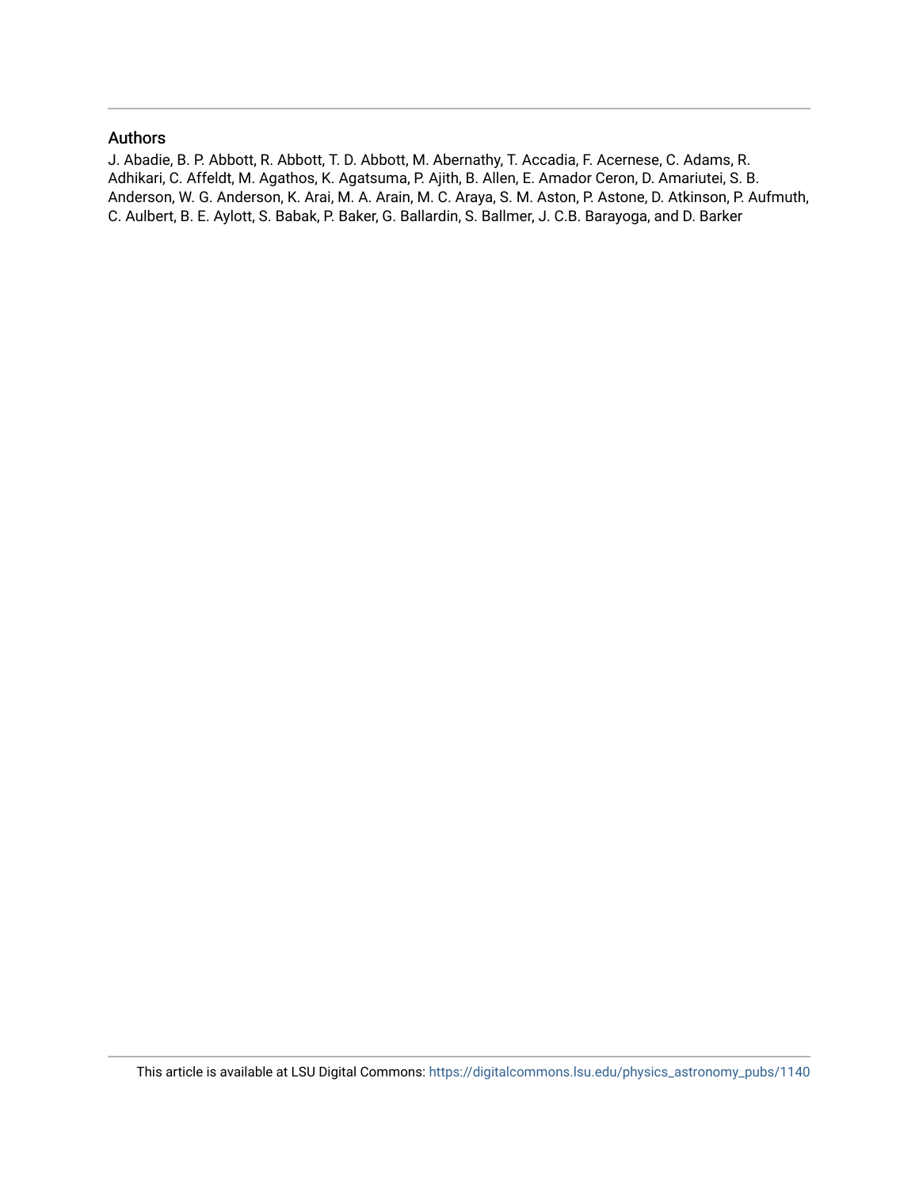## Authors

J. Abadie, B. P. Abbott, R. Abbott, T. D. Abbott, M. Abernathy, T. Accadia, F. Acernese, C. Adams, R. Adhikari, C. Affeldt, M. Agathos, K. Agatsuma, P. Ajith, B. Allen, E. Amador Ceron, D. Amariutei, S. B. Anderson, W. G. Anderson, K. Arai, M. A. Arain, M. C. Araya, S. M. Aston, P. Astone, D. Atkinson, P. Aufmuth, C. Aulbert, B. E. Aylott, S. Babak, P. Baker, G. Ballardin, S. Ballmer, J. C.B. Barayoga, and D. Barker

This article is available at LSU Digital Commons: https://digitalcommons.lsu.edu/physics_astronomy_pubs/1140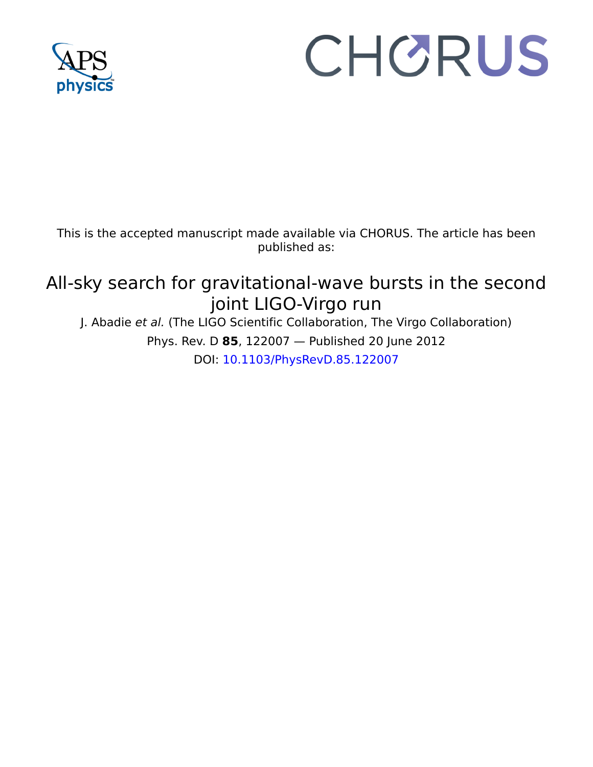This is the accepted manuscript made available via CHORUS. The article has been published as:

# All-sky search for gravitational-wave bursts in the second joint LIGO-Virgo run

J. Abadie *et al.* (The LIGO Scientific Collaboration, The Virgo Collaboration)

Phys. Rev. D **85**, 122007 — Published 20 June 2012

DOI: 10.1103/PhysRevD.85.122007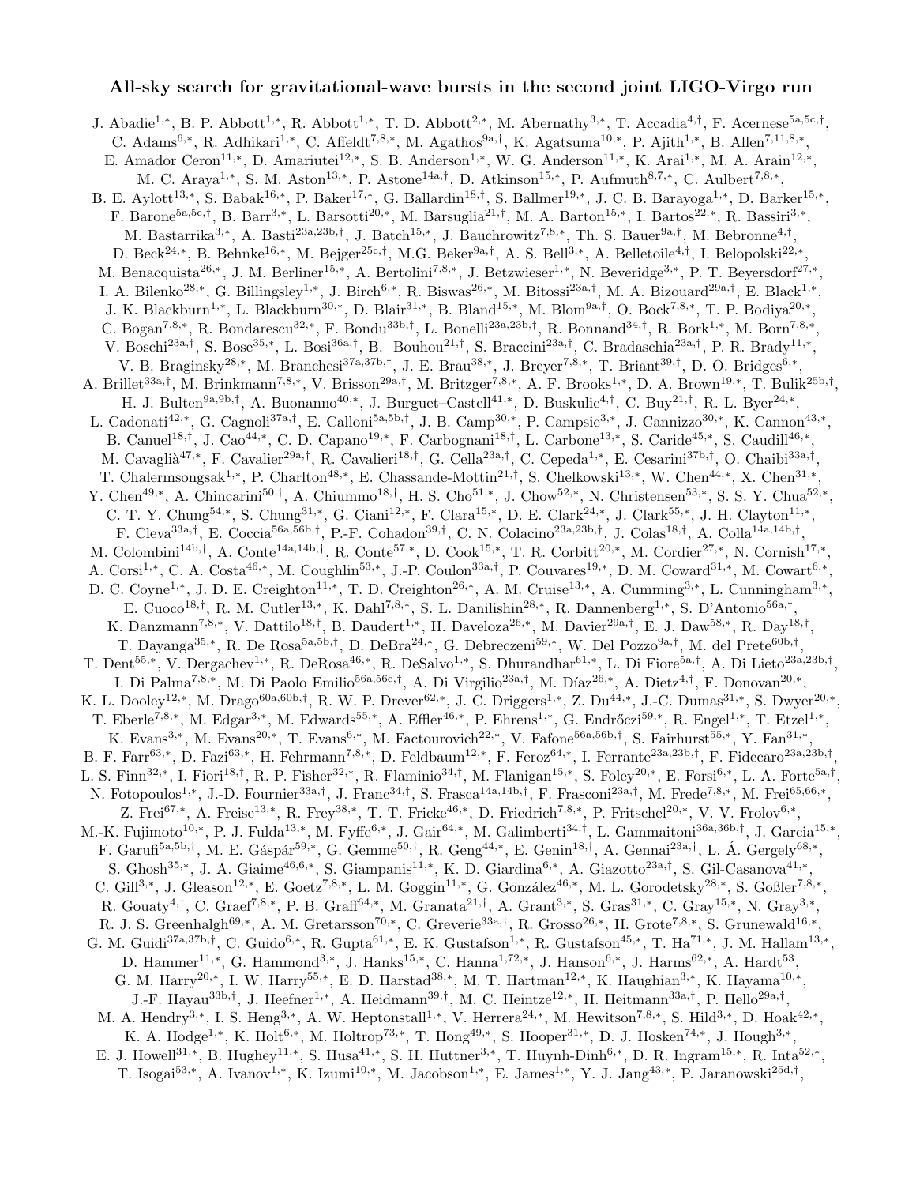# All-sky search for gravitational-wave bursts in the second joint LIGO-Virgo run

J. Abadie[1,*], B. P. Abbott[1,*], R. Abbott[1,*], T. D. Abbott[2,*], M. Abernathy[3,*], T. Accadia[4,†], F. Acernese[5a,5c,†], C. Adams[6,*], R. Adhikari[1,*], C. Affeldt[7,8,*], M. Agathos[9a,†], K. Agatsuma[10,*], P. Ajith[1,*], B. Allen[7,11,8,*], E. Amador Ceron[11,*], D. Amariutei[12,*], S. B. Anderson[1,*], W. G. Anderson[11,*], K. Arai[1,*], M. A. Arain[12,*], M. C. Araya[1,*], S. M. Aston[13,*], P. Astone[14a,†], D. Atkinson[15,*], P. Aufmuth[8,7,*], C. Aulbert[7,8,*], B. E. Aylott[13,*], S. Babak[16,*], P. Baker[17,*], G. Ballardin[18,†], S. Ballmer[19,*], J. C. B. Barayoga[1,*], D. Barker[15,*], F. Barone[5a,5c,†], B. Barr[3,*], L. Barsotti[20,*], M. Barsuglia[21,†], M. A. Barton[15,*], I. Bartos[22,*], R. Bassiri[3,*], M. Bastarrika[3,*], A. Basti[23a,23b,†], J. Batch[15,*], J. Bauchrowitz[7,8,*], Th. S. Bauer[9a,†], M. Bebronne[4,†], D. Beck[24,*], B. Behnke[16,*], M. Bejger[25c,†], M.G. Beker[9a,†], A. S. Bell[3,*], A. Belletoile[4,†], I. Belopolski[22,*], M. Benacquista[26,*], J. M. Berliner[15,*], A. Bertolini[7,8,*], J. Betzwieser[1,*], N. Beveridge[3,*], P. T. Beyersdorf[27,*], I. A. Bilenko[28,*], G. Billingsley[1,*], J. Birch[6,*], R. Biswas[26,*], M. Bitossi[23a,†], M. A. Bizouard[29a,†], E. Black[1,*], J. K. Blackburn[1,*], L. Blackburn[30,*], D. Blair[31,*], B. Bland[15,*], M. Blom[9a,†], O. Bock[7,8,*], T. P. Bodiya[20,*], C. Bogan[7,8,*], R. Bondarescu[32,*], F. Bondu[33b,†], L. Bonelli[23a,23b,†], R. Bonnand[34,†], R. Bork[1,*], M. Born[7,8,*], V. Boschi[23a,†], S. Bose[35,*], L. Bosi[36a,†], B. Bouhou[21,†], S. Braccini[23a,†], C. Bradaschia[23a,†], P. R. Brady[11,*], V. B. Braginsky[28,*], M. Branchesi[37a,37b,†], J. E. Brau[38,*], J. Breyer[7,8,*], T. Briant[39,†], D. O. Bridges[6,*], A. Brillet[33a,†], M. Brinkmann[7,8,*], V. Brisson[29a,†], M. Britzger[7,8,*], A. F. Brooks[1,*], D. A. Brown[19,*], T. Bulik[25b,†], H. J. Bulten[9a,9b,†], A. Buonanno[40,*], J. Burguet–Castell[41,*], D. Buskulic[4,†], C. Buy[21,†], R. L. Byer[24,*], L. Cadonati[42,*], G. Cagnoli[37a,†], E. Calloni[5a,5b,†], J. B. Camp[30,*], P. Campsie[3,*], J. Cannizzo[30,*], K. Cannon[43,*], B. Canuel[18,†], J. Cao[44,*], C. D. Capano[19,*], F. Carbognani[18,†], L. Carbone[13,*], S. Caride[45,*], S. Caudill[46,*], M. Cavaglià[47,*], F. Cavalier[29a,†], R. Cavalieri[18,†], G. Cella[23a,†], C. Cepeda[1,*], E. Cesarini[37b,†], O. Chaibi[33a,†], T. Chalermsongsak[1,*], P. Charlton[48,*], E. Chassande-Mottin[21,†], S. Chelkowski[13,*], W. Chen[44,*], X. Chen[31,*], Y. Chen[49,*], A. Chincarini[50,†], A. Chiummo[18,†], H. S. Cho[51,*], J. Chow[52,*], N. Christensen[53,*], S. S. Y. Chua[52,*], C. T. Y. Chung[54,*], S. Chung[31,*], G. Ciani[12,*], F. Clara[15,*], D. E. Clark[24,*], J. Clark[55,*], J. H. Clayton[11,*], F. Cleva[33a,†], E. Coccia[56a,56b,†], P.-F. Cohadon[39,†], C. N. Colacino[23a,23b,†], J. Colas[18,†], A. Colla[14a,14b,†], M. Colombini[14b,†], A. Conte[14a,14b,†], R. Conte[57,*], D. Cook[15,*], T. R. Corbitt[20,*], M. Cordier[27,*], N. Cornish[17,*], A. Corsi[1,*], C. A. Costa[46,*], M. Coughlin[53,*], J.-P. Coulon[33a,†], P. Couvares[19,*], D. M. Coward[31,*], M. Cowart[6,*], D. C. Coyne[1,*], J. D. E. Creighton[11,*], T. D. Creighton[26,*], A. M. Cruise[13,*], A. Cumming[3,*], L. Cunningham[3,*], E. Cuoco[18,†], R. M. Cutler[13,*], K. Dahl[7,8,*], S. L. Danilishin[28,*], R. Dannenberg[1,*], S. D'Antonio[56a,†], K. Danzmann[7,8,*], V. Dattilo[18,†], B. Daudert[1,*], H. Daveloza[26,*], M. Davier[29a,†], E. J. Daw[58,*], R. Day[18,†], T. Dayanga[35,*], R. De Rosa[5a,5b,†], D. DeBra[24,*], G. Debreczeni[59,*], W. Del Pozzo[9a,†], M. del Prete[60b,†], T. Dent[55,*], V. Dergachev[1,*], R. DeRosa[46,*], R. DeSalvo[1,*], S. Dhurandhar[61,*], L. Di Fiore[5a,†], A. Di Lieto[23a,23b,†], I. Di Palma[7,8,*], M. Di Paolo Emilio[56a,56c,†], A. Di Virgilio[23a,†], M. Díaz[26,*], A. Dietz[4,†], F. Donovan[20,*], K. L. Dooley[12,*], M. Drago[60a,60b,†], R. W. P. Drever[62,*], J. C. Driggers[1,*], Z. Du[44,*], J.-C. Dumas[31,*], S. Dwyer[20,*], T. Eberle[7,8,*], M. Edgar[3,*], M. Edwards[55,*], A. Effler[46,*], P. Ehrens[1,*], G. Endrőczi[59,*], R. Engel[1,*], T. Etzel[1,*], K. Evans[3,*], M. Evans[20,*], T. Evans[6,*], M. Factourovich[22,*], V. Fafone[56a,56b,†], S. Fairhurst[55,*], Y. Fan[31,*], B. F. Farr[63,*], D. Fazi[63,*], H. Fehrmann[7,8,*], D. Feldbaum[12,*], F. Feroz[64,*], I. Ferrante[23a,23b,†], F. Fidecaro[23a,23b,†], L. S. Finn[32,*], I. Fiori[18,†], R. P. Fisher[32,*], R. Flaminio[34,†], M. Flanigan[15,*], S. Foley[20,*], E. Forsi[6,*], L. A. Forte[5a,†], N. Fotopoulos[1,*], J.-D. Fournier[33a,†], J. Franc[34,†], S. Frasca[14a,14b,†], F. Frasconi[23a,†], M. Frede[7,8,*], M. Frei[65,66,*], Z. Frei[67,*], A. Freise[13,*], R. Frey[38,*], T. T. Fricke[46,*], D. Friedrich[7,8,*], P. Fritschel[20,*], V. V. Frolov[6,*], M.-K. Fujimoto[10,*], P. J. Fulda[13,*], M. Fyffe[6,*], J. Gair[64,*], M. Galimberti[34,†], L. Gammaitoni[36a,36b,†], J. Garcia[15,*], F. Garufi[5a,5b,†], M. E. Gáspár[59,*], G. Gemme[50,†], R. Geng[44,*], E. Genin[18,†], A. Gennai[23a,†], L. Á. Gergely[68,*], S. Ghosh[35,*], J. A. Giaime[46,6,*], S. Giampanis[11,*], K. D. Giardina[6,*], A. Giazotto[23a,†], S. Gil-Casanova[41,*], C. Gill[3,*], J. Gleason[12,*], E. Goetz[7,8,*], L. M. Goggin[11,*], G. González[46,*], M. L. Gorodetsky[28,*], S. Goßler[7,8,*], R. Gouaty[4,†], C. Graef[7,8,*], P. B. Graff[64,*], M. Granata[21,†], A. Grant[3,*], S. Gras[31,*], C. Gray[15,*], N. Gray[3,*], R. J. S. Greenhalgh[69,*], A. M. Gretarsson[70,*], C. Greverie[33a,†], R. Grosso[26,*], H. Grote[7,8,*], S. Grunewald[16,*], G. M. Guidi[37a,37b,†], C. Guido[6,*], R. Gupta[61,*], E. K. Gustafson[1,*], R. Gustafson[45,*], T. Ha[71,*], J. M. Hallam[13,*], D. Hammer[11,*], G. Hammond[3,*], J. Hanks[15,*], C. Hanna[1,72,*], J. Hanson[6,*], J. Harms[62,*], A. Hardt[53], G. M. Harry[20,*], I. W. Harry[55,*], E. D. Harstad[38,*], M. T. Hartman[12,*], K. Haughian[3,*], K. Hayama[10,*], J.-F. Hayau[33b,†], J. Heefner[1,*], A. Heidmann[39,†], M. C. Heintze[12,*], H. Heitmann[33a,†], P. Hello[29a,†], M. A. Hendry[3,*], I. S. Heng[3,*], A. W. Heptonstall[1,*], V. Herrera[24,*], M. Hewitson[7,8,*], S. Hild[3,*], D. Hoak[42,*], K. A. Hodge[1,*], K. Holt[6,*], M. Holtrop[73,*], T. Hong[49,*], S. Hooper[31,*], D. J. Hosken[74,*], J. Hough[3,*], E. J. Howell[31,*], B. Hughey[11,*], S. Husa[41,*], S. H. Huttner[3,*], T. Huynh-Dinh[6,*], D. R. Ingram[15,*], R. Inta[52,*], T. Isogai[53,*], A. Ivanov[1,*], K. Izumi[10,*], M. Jacobson[1,*], E. James[1,*], Y. J. Jang[43,*], P. Jaranowski[25d,†],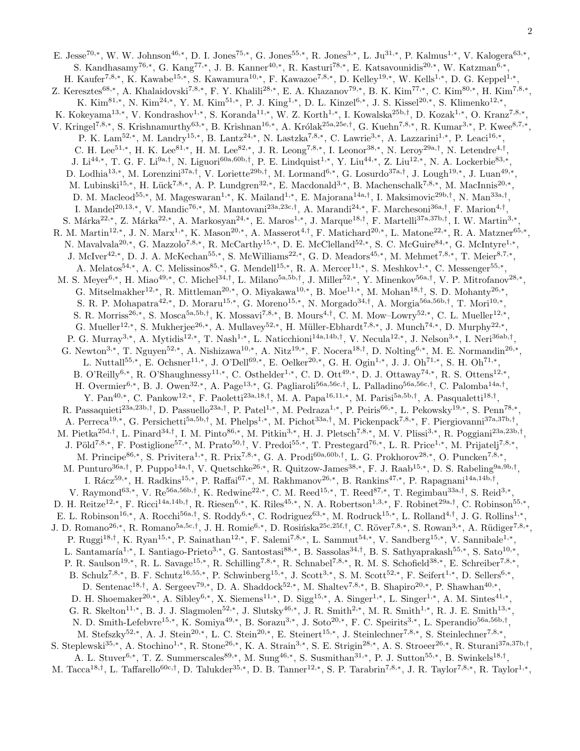E. Jesse[70,*], W. W. Johnson[46,*], D. I. Jones[75,*], G. Jones[55,*], R. Jones[3,*], L. Ju[31,*], P. Kalmus[1,*], V. Kalogera[63,*], S. Kandhasamy[76,*], G. Kang[77,*], J. B. Kanner[40,*], R. Kasturi[78,*], E. Katsavounidis[20,*], W. Katzman[6,*], H. Kaufer[7,8,*], K. Kawabe[15,*], S. Kawamura[10,*], F. Kawazoe[7,8,*], D. Kelley[19,*], W. Kells[1,*], D. G. Keppel[1,*], Z. Keresztes[68,*], A. Khalaidovski[7,8,*], F. Y. Khalili[28,*], E. A. Khazanov[79,*], B. K. Kim[77,*], C. Kim[80,*], H. Kim[7,8,*], K. Kim[81,*], N. Kim[24,*], Y. M. Kim[51,*], P. J. King[1,*], D. L. Kinzel[6,*], J. S. Kissel[20,*], S. Klimenko[12,*], K. Kokeyama[13,*], V. Kondrashov[1,*], S. Koranda[11,*], W. Z. Korth[1,*], I. Kowalska[25b,†], D. Kozak[1,*], O. Kranz[7,8,*], V. Kringel[7,8,*], S. Krishnamurthy[63,*], B. Krishnan[16,*], A. Królak[25a,25e,†], G. Kuehn[7,8,*], R. Kumar[3,*], P. Kwee[8,7,*], P. K. Lam[52,*], M. Landry[15,*], B. Lantz[24,*], N. Lastzka[7,8,*], C. Lawrie[3,*], A. Lazzarini[1,*], P. Leaci[16,*], C. H. Lee[51,*], H. K. Lee[81,*], H. M. Lee[82,*], J. R. Leong[7,8,*], I. Leonor[38,*], N. Leroy[29a,†], N. Letendre[4,†], J. Li[44,*], T. G. F. Li[9a,†], N. Liguori[60a,60b,†], P. E. Lindquist[1,*], Y. Liu[44,*], Z. Liu[12,*], N. A. Lockerbie[83,*], D. Lodhia[13,*], M. Lorenzini[37a,†], V. Loriette[29b,†], M. Lormand[6,*], G. Losurdo[37a,†], J. Lough[19,*], J. Luan[49,*], M. Lubinski[15,*], H. Lück[7,8,*], A. P. Lundgren[32,*], E. Macdonald[3,*], B. Machenschalk[7,8,*], M. MacInnis[20,*], D. M. Macleod[55,*], M. Mageswaran[1,*], K. Mailand[1,*], E. Majorana[14a,†], I. Maksimovic[29b,†], N. Man[33a,†], I. Mandel[20,13,*], V. Mandic[76,*], M. Mantovani[23a,23c,†], A. Marandi[24,*], F. Marchesoni[36a,†], F. Marion[4,†], S. Márka[22,*], Z. Márka[22,*], A. Markosyan[24,*], E. Maros[1,*], J. Marque[18,†], F. Martelli[37a,37b,†], I. W. Martin[3,*], R. M. Martin[12,*], J. N. Marx[1,*], K. Mason[20,*], A. Masserot[4,†], F. Matichard[20,*], L. Matone[22,*], R. A. Matzner[65,*], N. Mavalvala[20,*], G. Mazzolo[7,8,*], R. McCarthy[15,*], D. E. McClelland[52,*], S. C. McGuire[84,*], G. McIntyre[1,*], J. McIver[42,*], D. J. A. McKechan[55,*], S. McWilliams[22,*], G. D. Meadors[45,*], M. Mehmet[7,8,*], T. Meier[8,7,*], A. Melatos[54,*], A. C. Melissinos[85,*], G. Mendell[15,*], R. A. Mercer[11,*], S. Meshkov[1,*], C. Messenger[55,*], M. S. Meyer[6,*], H. Miao[49,*], C. Michel[34,†], L. Milano[5a,5b,†], J. Miller[52,*], Y. Minenkov[56a,†], V. P. Mitrofanov[28,*], G. Mitselmakher[12,*], R. Mittleman[20,*], O. Miyakawa[10,*], B. Moe[11,*], M. Mohan[18,†], S. D. Mohanty[26,*], S. R. P. Mohapatra[42,*], D. Moraru[15,*], G. Moreno[15,*], N. Morgado[34,†], A. Morgia[56a,56b,†], T. Mori[10,*], S. R. Morriss[26,*], S. Mosca[5a,5b,†], K. Mossavi[7,8,*], B. Mours[4,†], C. M. Mow–Lowry[52,*], C. L. Mueller[12,*], G. Mueller[12,*], S. Mukherjee[26,*], A. Mullavey[52,*], H. Müller-Ebhardt[7,8,*], J. Munch[74,*], D. Murphy[22,*], P. G. Murray[3,*], A. Mytidis[12,*], T. Nash[1,*], L. Naticchioni[14a,14b,†], V. Necula[12,*], J. Nelson[3,*], I. Neri[36ab,†], G. Newton[3,*], T. Nguyen[52,*], A. Nishizawa[10,*], A. Nitz[19,*], F. Nocera[18,†], D. Nolting[6,*], M. E. Normandin[26,*], L. Nuttall[55,*], E. Ochsner[11,*], J. O'Dell[69,*], E. Oelker[20,*], G. H. Ogin[1,*], J. J. Oh[71,*], S. H. Oh[71,*], B. O'Reilly[6,*], R. O'Shaughnessy[11,*], C. Osthelder[1,*], C. D. Ott[49,*], D. J. Ottaway[74,*], R. S. Ottens[12,*], H. Overmier[6,*], B. J. Owen[32,*], A. Page[13,*], G. Pagliaroli[56a,56c,†], L. Palladino[56a,56c,†], C. Palomba[14a,†], Y. Pan[40,*], C. Pankow[12,*], F. Paoletti[23a,18,†], M. A. Papa[16,11,*], M. Parisi[5a,5b,†], A. Pasqualetti[18,†], R. Passaquieti[23a,23b,†], D. Passuello[23a,†], P. Patel[1,*], M. Pedraza[1,*], P. Peiris[66,*], L. Pekowsky[19,*], S. Penn[78,*], A. Perreca[19,*], G. Persichetti[5a,5b,†], M. Phelps[1,*], M. Pichot[33a,†], M. Pickenpack[7,8,*], F. Piergiovanni[37a,37b,†], M. Pietka[25d,†], L. Pinard[34,†], I. M. Pinto[86,*], M. Pitkin[3,*], H. J. Pletsch[7,8,*], M. V. Plissi[3,*], R. Poggiani[23a,23b,†], J. Pöld[7,8,*], F. Postiglione[57,*], M. Prato[50,†], V. Predoi[55,*], T. Prestegard[76,*], L. R. Price[1,*], M. Prijatelj[7,8,*], M. Principe[86,*], S. Privitera[1,*], R. Prix[7,8,*], G. A. Prodi[60a,60b,†], L. G. Prokhorov[28,*], O. Puncken[7,8,*], M. Punturo[36a,†], P. Puppo[14a,†], V. Quetschke[26,*], R. Quitzow-James[38,*], F. J. Raab[15,*], D. S. Rabeling[9a,9b,†], I. Rácz[59,*], H. Radkins[15,*], P. Raffai[67,*], M. Rakhmanov[26,*], B. Rankins[47,*], P. Rapagnani[14a,14b,†], V. Raymond[63,*], V. Re[56a,56b,†], K. Redwine[22,*], C. M. Reed[15,*], T. Reed[87,*], T. Regimbau[33a,†], S. Reid[3,*], D. H. Reitze[12,*], F. Ricci[14a,14b,†], R. Riesen[6,*], K. Riles[45,*], N. A. Robertson[1,3,*], F. Robinet[29a,†], C. Robinson[55,*], E. L. Robinson[16,*], A. Rocchi[56a,†], S. Roddy[6,*], C. Rodriguez[63,*], M. Rodruck[15,*], L. Rolland[4,†], J. G. Rollins[1,*], J. D. Romano[26,*], R. Romano[5a,5c,†], J. H. Romie[6,*], D. Rosińska[25c,25f,†], C. Röver[7,8,*], S. Rowan[3,*], A. Rüdiger[7,8,*], P. Ruggi[18,†], K. Ryan[15,*], P. Sainathan[12,*], F. Salemi[7,8,*], L. Sammut[54,*], V. Sandberg[15,*], V. Sannibale[1,*], L. Santamaría[1,*], I. Santiago-Prieto[3,*], G. Santostasi[88,*], B. Sassolas[34,†], B. S. Sathyaprakash[55,*], S. Sato[10,*], P. R. Saulson[19,*], R. L. Savage[15,*], R. Schilling[7,8,*], R. Schnabel[7,8,*], R. M. S. Schofield[38,*], E. Schreiber[7,8,*], B. Schulz[7,8,*], B. F. Schutz[16,55,*], P. Schwinberg[15,*], J. Scott[3,*], S. M. Scott[52,*], F. Seifert[1,*], D. Sellers[6,*], D. Sentenac[18,†], A. Sergeev[79,*], D. A. Shaddock[52,*], M. Shaltev[7,8,*], B. Shapiro[20,*], P. Shawhan[40,*], D. H. Shoemaker[20,*], A. Sibley[6,*], X. Siemens[11,*], D. Sigg[15,*], A. Singer[1,*], L. Singer[1,*], A. M. Sintes[41,*], G. R. Skelton[11,*], B. J. J. Slagmolen[52,*], J. Slutsky[46,*], J. R. Smith[2,*], M. R. Smith[1,*], R. J. E. Smith[13,*], N. D. Smith-Lefebvre[15,*], K. Somiya[49,*], B. Sorazu[3,*], J. Soto[20,*], F. C. Speirits[3,*], L. Sperandio[56a,56b,†], M. Stefszky[52,*], A. J. Stein[20,*], L. C. Stein[20,*], E. Steinert[15,*], J. Steinlechner[7,8,*], S. Steinlechner[7,8,*], S. Steplewski[35,*], A. Stochino[1,*], R. Stone[26,*], K. A. Strain[3,*], S. E. Strigin[28,*], A. S. Stroeer[26,*], R. Sturani[37a,37b,†], A. L. Stuver[6,*], T. Z. Summerscales[89,*], M. Sung[46,*], S. Susmithan[31,*], P. J. Sutton[55,*], B. Swinkels[18,†], M. Tacca[18,†], L. Taffarello[60c,†], D. Talukder[35,*], D. B. Tanner[12,*], S. P. Tarabrin[7,8,*], J. R. Taylor[7,8,*], R. Taylor[1,*],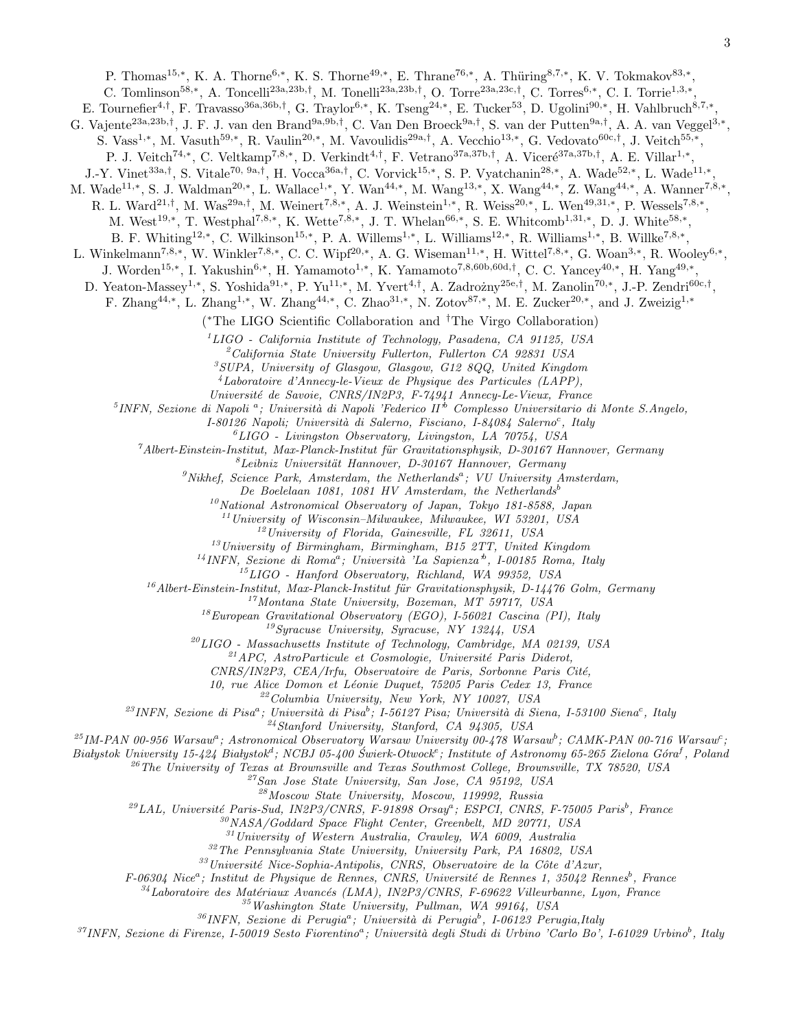P. Thomas[15,*], K. A. Thorne[6,*], K. S. Thorne[49,*], E. Thrane[76,*], A. Thüring[8,7,*], K. V. Tokmakov[83,*], C. Tomlinson[58,*], A. Toncelli[23a,23b,†], M. Tonelli[23a,23b,†], O. Torre[23a,23c,†], C. Torres[6,*], C. I. Torrie[1,3,*], E. Tournefier[4,†], F. Travasso[36a,36b,†], G. Traylor[6,*], K. Tseng[24,*], E. Tucker[53], D. Ugolini[90,*], H. Vahlbruch[8,7,*], G. Vajente[23a,23b,†], J. F. J. van den Brand[9a,9b,†], C. Van Den Broeck[9a,†], S. van der Putten[9a,†], A. A. van Veggel[3,*], S. Vass[1,*], M. Vasuth[59,*], R. Vaulin[20,*], M. Vavoulidis[29a,†], A. Vecchio[13,*], G. Vedovato[60c,†], J. Veitch[55,*], P. J. Veitch[74,*], C. Veltkamp[7,8,*], D. Verkindt[4,†], F. Vetrano[37a,37b,†], A. Viceré[37a,37b,†], A. E. Villar[1,*], J.-Y. Vinet[33a,†], S. Vitale[70, 9a,†], H. Vocca[36a,†], C. Vorvick[15,*], S. P. Vyatchanin[28,*], A. Wade[52,*], L. Wade[11,*], M. Wade[11,*], S. J. Waldman[20,*], L. Wallace[1,*], Y. Wan[44,*], M. Wang[13,*], X. Wang[44,*], Z. Wang[44,*], A. Wanner[7,8,*], R. L. Ward[21,†], M. Was[29a,†], M. Weinert[7,8,*], A. J. Weinstein[1,*], R. Weiss[20,*], L. Wen[49,31,*], P. Wessels[7,8,*], M. West[19,*], T. Westphal[7,8,*], K. Wette[7,8,*], J. T. Whelan[66,*], S. E. Whitcomb[1,31,*], D. J. White[58,*], B. F. Whiting[12,*], C. Wilkinson[15,*], P. A. Willems[1,*], L. Williams[12,*], R. Williams[1,*], B. Willke[7,8,*], L. Winkelmann[7,8,*], W. Winkler[7,8,*], C. C. Wipf[20,*], A. G. Wiseman[11,*], H. Wittel[7,8,*], G. Woan[3,*], R. Wooley[6,*], J. Worden[15,*], I. Yakushin[6,*], H. Yamamoto[1,*], K. Yamamoto[7,8,60b,60d,†], C. C. Yancey[40,*], H. Yang[49,*], D. Yeaton-Massey[1,*], S. Yoshida[91,*], P. Yu[11,*], M. Yvert[4,†], A. Zadrożny[25e,†], M. Zanolin[70,*], J.-P. Zendri[60c,†], F. Zhang[44,*], L. Zhang[1,*], W. Zhang[44,*], C. Zhao[31,*], N. Zotov[87,*], M. E. Zucker[20,*], and J. Zweizig[1,*]

(*The LIGO Scientific Collaboration and †The Virgo Collaboration)

[1] *LIGO - California Institute of Technology, Pasadena, CA 91125, USA*
[2] *California State University Fullerton, Fullerton CA 92831 USA*
[3] *SUPA, University of Glasgow, Glasgow, G12 8QQ, United Kingdom*
[4] *Laboratoire d'Annecy-le-Vieux de Physique des Particules (LAPP), Université de Savoie, CNRS/IN2P3, F-74941 Annecy-Le-Vieux, France*
[5] *INFN, Sezione di Napoli [a]; Università di Napoli 'Federico II' [b] Complesso Universitario di Monte S.Angelo, I-80126 Napoli; Università di Salerno, Fisciano, I-84084 Salerno[c], Italy*
[6] *LIGO - Livingston Observatory, Livingston, LA 70754, USA*
[7] *Albert-Einstein-Institut, Max-Planck-Institut für Gravitationsphysik, D-30167 Hannover, Germany*
[8] *Leibniz Universität Hannover, D-30167 Hannover, Germany*
[9] *Nikhef, Science Park, Amsterdam, the Netherlands[a]; VU University Amsterdam, De Boelelaan 1081, 1081 HV Amsterdam, the Netherlands[b]*
[10] *National Astronomical Observatory of Japan, Tokyo 181-8588, Japan*
[11] *University of Wisconsin–Milwaukee, Milwaukee, WI 53201, USA*
[12] *University of Florida, Gainesville, FL 32611, USA*
[13] *University of Birmingham, Birmingham, B15 2TT, United Kingdom*
[14] *INFN, Sezione di Roma[a]; Università 'La Sapienza'[b], I-00185 Roma, Italy*
[15] *LIGO - Hanford Observatory, Richland, WA 99352, USA*
[16] *Albert-Einstein-Institut, Max-Planck-Institut für Gravitationsphysik, D-14476 Golm, Germany*
[17] *Montana State University, Bozeman, MT 59717, USA*
[18] *European Gravitational Observatory (EGO), I-56021 Cascina (PI), Italy*
[19] *Syracuse University, Syracuse, NY 13244, USA*
[20] *LIGO - Massachusetts Institute of Technology, Cambridge, MA 02139, USA*
[21] *APC, AstroParticule et Cosmologie, Université Paris Diderot, CNRS/IN2P3, CEA/Irfu, Observatoire de Paris, Sorbonne Paris Cité, 10, rue Alice Domon et Léonie Duquet, 75205 Paris Cedex 13, France*
[22] *Columbia University, New York, NY 10027, USA*
[23] *INFN, Sezione di Pisa[a]; Università di Pisa[b]; I-56127 Pisa; Università di Siena, I-53100 Siena[c], Italy*
[24] *Stanford University, Stanford, CA 94305, USA*
[25] *IM-PAN 00-956 Warsaw[a]; Astronomical Observatory Warsaw University 00-478 Warsaw[b]; CAMK-PAN 00-716 Warsaw[c]; Białystok University 15-424 Białystok[d]; NCBJ 05-400 Świerk-Otwock[e]; Institute of Astronomy 65-265 Zielona Góra[f], Poland*
[26] *The University of Texas at Brownsville and Texas Southmost College, Brownsville, TX 78520, USA*
[27] *San Jose State University, San Jose, CA 95192, USA*
[28] *Moscow State University, Moscow, 119992, Russia*
[29] *LAL, Université Paris-Sud, IN2P3/CNRS, F-91898 Orsay[a]; ESPCI, CNRS, F-75005 Paris[b], France*
[30] *NASA/Goddard Space Flight Center, Greenbelt, MD 20771, USA*
[31] *University of Western Australia, Crawley, WA 6009, Australia*
[32] *The Pennsylvania State University, University Park, PA 16802, USA*
[33] *Université Nice-Sophia-Antipolis, CNRS, Observatoire de la Côte d'Azur, F-06304 Nice[a]; Institut de Physique de Rennes, CNRS, Université de Rennes 1, 35042 Rennes[b], France*
[34] *Laboratoire des Matériaux Avancés (LMA), IN2P3/CNRS, F-69622 Villeurbanne, Lyon, France*
[35] *Washington State University, Pullman, WA 99164, USA*
[36] *INFN, Sezione di Perugia[a]; Università di Perugia[b], I-06123 Perugia,Italy*
[37] *INFN, Sezione di Firenze, I-50019 Sesto Fiorentino[a]; Università degli Studi di Urbino 'Carlo Bo', I-61029 Urbino[b], Italy*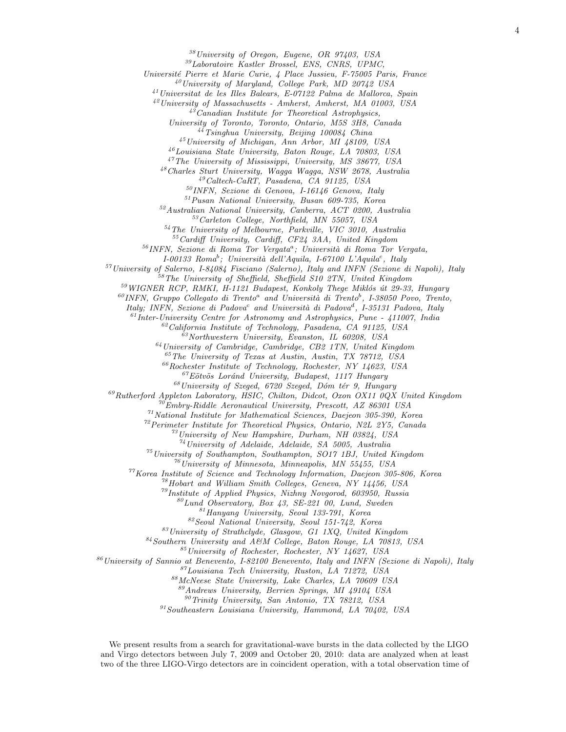[38]University of Oregon, Eugene, OR 97403, USA
[39]Laboratoire Kastler Brossel, ENS, CNRS, UPMC, Université Pierre et Marie Curie, 4 Place Jussieu, F-75005 Paris, France
[40]University of Maryland, College Park, MD 20742 USA
[41]Universitat de les Illes Balears, E-07122 Palma de Mallorca, Spain
[42]University of Massachusetts - Amherst, Amherst, MA 01003, USA
[43]Canadian Institute for Theoretical Astrophysics, University of Toronto, Toronto, Ontario, M5S 3H8, Canada
[44]Tsinghua University, Beijing 100084 China
[45]University of Michigan, Ann Arbor, MI 48109, USA
[46]Louisiana State University, Baton Rouge, LA 70803, USA
[47]The University of Mississippi, University, MS 38677, USA
[48]Charles Sturt University, Wagga Wagga, NSW 2678, Australia
[49]Caltech-CaRT, Pasadena, CA 91125, USA
[50]INFN, Sezione di Genova, I-16146 Genova, Italy
[51]Pusan National University, Busan 609-735, Korea
[52]Australian National University, Canberra, ACT 0200, Australia
[53]Carleton College, Northfield, MN 55057, USA
[54]The University of Melbourne, Parkville, VIC 3010, Australia
[55]Cardiff University, Cardiff, CF24 3AA, United Kingdom
[56]INFN, Sezione di Roma Tor Vergata[a]; Università di Roma Tor Vergata, I-00133 Roma[b]; Università dell'Aquila, I-67100 L'Aquila[c], Italy
[57]University of Salerno, I-84084 Fisciano (Salerno), Italy and INFN (Sezione di Napoli), Italy
[58]The University of Sheffield, Sheffield S10 2TN, United Kingdom
[59]WIGNER RCP, RMKI, H-1121 Budapest, Konkoly Thege Miklós út 29-33, Hungary
[60]INFN, Gruppo Collegato di Trento[a] and Università di Trento[b], I-38050 Povo, Trento, Italy; INFN, Sezione di Padova[c] and Università di Padova[d], I-35131 Padova, Italy
[61]Inter-University Centre for Astronomy and Astrophysics, Pune - 411007, India
[62]California Institute of Technology, Pasadena, CA 91125, USA
[63]Northwestern University, Evanston, IL 60208, USA
[64]University of Cambridge, Cambridge, CB2 1TN, United Kingdom
[65]The University of Texas at Austin, Austin, TX 78712, USA
[66]Rochester Institute of Technology, Rochester, NY 14623, USA
[67]Eötvös Loránd University, Budapest, 1117 Hungary
[68]University of Szeged, 6720 Szeged, Dóm tér 9, Hungary
[69]Rutherford Appleton Laboratory, HSIC, Chilton, Didcot, Oxon OX11 0QX United Kingdom
[70]Embry-Riddle Aeronautical University, Prescott, AZ 86301 USA
[71]National Institute for Mathematical Sciences, Daejeon 305-390, Korea
[72]Perimeter Institute for Theoretical Physics, Ontario, N2L 2Y5, Canada
[73]University of New Hampshire, Durham, NH 03824, USA
[74]University of Adelaide, Adelaide, SA 5005, Australia
[75]University of Southampton, Southampton, SO17 1BJ, United Kingdom
[76]University of Minnesota, Minneapolis, MN 55455, USA
[77]Korea Institute of Science and Technology Information, Daejeon 305-806, Korea
[78]Hobart and William Smith Colleges, Geneva, NY 14456, USA
[79]Institute of Applied Physics, Nizhny Novgorod, 603950, Russia
[80]Lund Observatory, Box 43, SE-221 00, Lund, Sweden
[81]Hanyang University, Seoul 133-791, Korea
[82]Seoul National University, Seoul 151-742, Korea
[83]University of Strathclyde, Glasgow, G1 1XQ, United Kingdom
[84]Southern University and A&M College, Baton Rouge, LA 70813, USA
[85]University of Rochester, Rochester, NY 14627, USA
[86]University of Sannio at Benevento, I-82100 Benevento, Italy and INFN (Sezione di Napoli), Italy
[87]Louisiana Tech University, Ruston, LA 71272, USA
[88]McNeese State University, Lake Charles, LA 70609 USA
[89]Andrews University, Berrien Springs, MI 49104 USA
[90]Trinity University, San Antonio, TX 78212, USA
[91]Southeastern Louisiana University, Hammond, LA 70402, USA

We present results from a search for gravitational-wave bursts in the data collected by the LIGO and Virgo detectors between July 7, 2009 and October 20, 2010: data are analyzed when at least two of the three LIGO-Virgo detectors are in coincident operation, with a total observation time of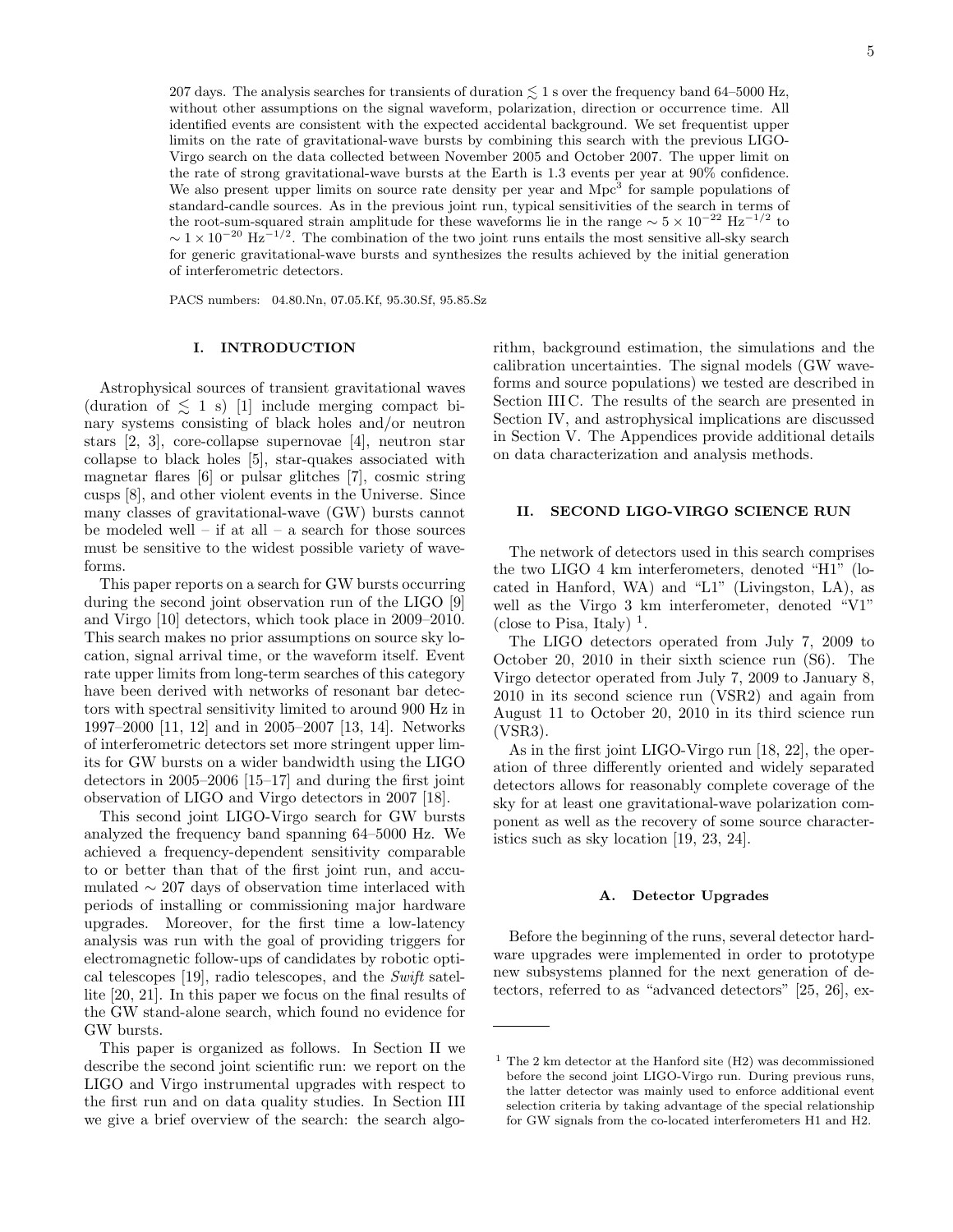207 days. The analysis searches for transients of duration $\lesssim 1$ s over the frequency band 64–5000 Hz, without other assumptions on the signal waveform, polarization, direction or occurrence time. All identified events are consistent with the expected accidental background. We set frequentist upper limits on the rate of gravitational-wave bursts by combining this search with the previous LIGO-Virgo search on the data collected between November 2005 and October 2007. The upper limit on the rate of strong gravitational-wave bursts at the Earth is 1.3 events per year at 90% confidence. We also present upper limits on source rate density per year and Mpc$^3$ for sample populations of standard-candle sources. As in the previous joint run, typical sensitivities of the search in terms of the root-sum-squared strain amplitude for these waveforms lie in the range $\sim 5\times10^{-22}$ Hz$^{-1/2}$ to $\sim 1\times10^{-20}$ Hz$^{-1/2}$. The combination of the two joint runs entails the most sensitive all-sky search for generic gravitational-wave bursts and synthesizes the results achieved by the initial generation of interferometric detectors.

PACS numbers: 04.80.Nn, 07.05.Kf, 95.30.Sf, 95.85.Sz

## I. INTRODUCTION

Astrophysical sources of transient gravitational waves (duration of $\lesssim 1$ s) [1] include merging compact binary systems consisting of black holes and/or neutron stars [2, 3], core-collapse supernovae [4], neutron star collapse to black holes [5], star-quakes associated with magnetar flares [6] or pulsar glitches [7], cosmic string cusps [8], and other violent events in the Universe. Since many classes of gravitational-wave (GW) bursts cannot be modeled well – if at all – a search for those sources must be sensitive to the widest possible variety of waveforms.

This paper reports on a search for GW bursts occurring during the second joint observation run of the LIGO [9] and Virgo [10] detectors, which took place in 2009–2010. This search makes no prior assumptions on source sky location, signal arrival time, or the waveform itself. Event rate upper limits from long-term searches of this category have been derived with networks of resonant bar detectors with spectral sensitivity limited to around 900 Hz in 1997–2000 [11, 12] and in 2005–2007 [13, 14]. Networks of interferometric detectors set more stringent upper limits for GW bursts on a wider bandwidth using the LIGO detectors in 2005–2006 [15–17] and during the first joint observation of LIGO and Virgo detectors in 2007 [18].

This second joint LIGO-Virgo search for GW bursts analyzed the frequency band spanning 64–5000 Hz. We achieved a frequency-dependent sensitivity comparable to or better than that of the first joint run, and accumulated $\sim 207$ days of observation time interlaced with periods of installing or commissioning major hardware upgrades. Moreover, for the first time a low-latency analysis was run with the goal of providing triggers for electromagnetic follow-ups of candidates by robotic optical telescopes [19], radio telescopes, and the *Swift* satellite [20, 21]. In this paper we focus on the final results of the GW stand-alone search, which found no evidence for GW bursts.

This paper is organized as follows. In Section II we describe the second joint scientific run: we report on the LIGO and Virgo instrumental upgrades with respect to the first run and on data quality studies. In Section III we give a brief overview of the search: the search algorithm, background estimation, the simulations and the calibration uncertainties. The signal models (GW waveforms and source populations) we tested are described in Section III C. The results of the search are presented in Section IV, and astrophysical implications are discussed in Section V. The Appendices provide additional details on data characterization and analysis methods.

## II. SECOND LIGO-VIRGO SCIENCE RUN

The network of detectors used in this search comprises the two LIGO 4 km interferometers, denoted "H1" (located in Hanford, WA) and "L1" (Livingston, LA), as well as the Virgo 3 km interferometer, denoted "V1" (close to Pisa, Italy) [1].

The LIGO detectors operated from July 7, 2009 to October 20, 2010 in their sixth science run (S6). The Virgo detector operated from July 7, 2009 to January 8, 2010 in its second science run (VSR2) and again from August 11 to October 20, 2010 in its third science run (VSR3).

As in the first joint LIGO-Virgo run [18, 22], the operation of three differently oriented and widely separated detectors allows for reasonably complete coverage of the sky for at least one gravitational-wave polarization component as well as the recovery of some source characteristics such as sky location [19, 23, 24].

### A. Detector Upgrades

Before the beginning of the runs, several detector hardware upgrades were implemented in order to prototype new subsystems planned for the next generation of detectors, referred to as "advanced detectors" [25, 26], ex-

[1] The 2 km detector at the Hanford site (H2) was decommissioned before the second joint LIGO-Virgo run. During previous runs, the latter detector was mainly used to enforce additional event selection criteria by taking advantage of the special relationship for GW signals from the co-located interferometers H1 and H2.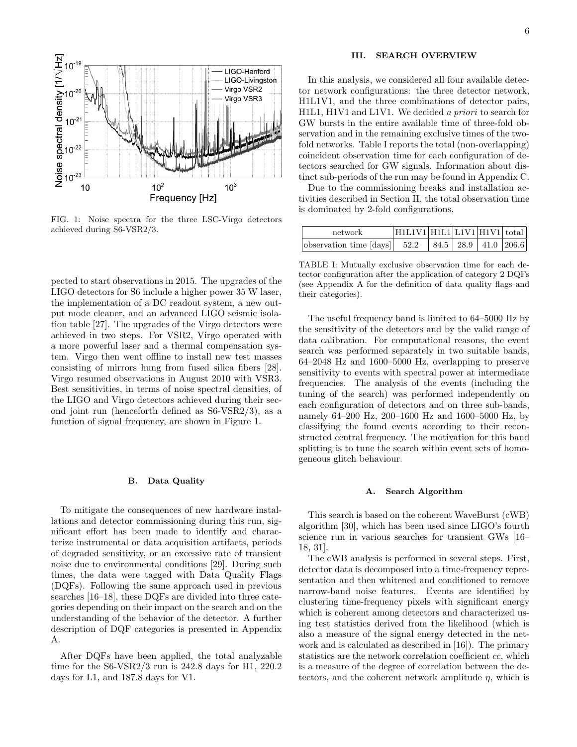FIG. 1: Noise spectra for the three LSC-Virgo detectors achieved during S6-VSR2/3.

pected to start observations in 2015. The upgrades of the LIGO detectors for S6 include a higher power 35 W laser, the implementation of a DC readout system, a new output mode cleaner, and an advanced LIGO seismic isolation table [27]. The upgrades of the Virgo detectors were achieved in two steps. For VSR2, Virgo operated with a more powerful laser and a thermal compensation system. Virgo then went offline to install new test masses consisting of mirrors hung from fused silica fibers [28]. Virgo resumed observations in August 2010 with VSR3. Best sensitivities, in terms of noise spectral densities, of the LIGO and Virgo detectors achieved during their second joint run (henceforth defined as S6-VSR2/3), as a function of signal frequency, are shown in Figure 1.

### B. Data Quality

To mitigate the consequences of new hardware installations and detector commissioning during this run, significant effort has been made to identify and characterize instrumental or data acquisition artifacts, periods of degraded sensitivity, or an excessive rate of transient noise due to environmental conditions [29]. During such times, the data were tagged with Data Quality Flags (DQFs). Following the same approach used in previous searches [16–18], these DQFs are divided into three categories depending on their impact on the search and on the understanding of the behavior of the detector. A further description of DQF categories is presented in Appendix A.

After DQFs have been applied, the total analyzable time for the S6-VSR2/3 run is 242.8 days for H1, 220.2 days for L1, and 187.8 days for V1.

## III. SEARCH OVERVIEW

In this analysis, we considered all four available detector network configurations: the three detector network, H1L1V1, and the three combinations of detector pairs, H1L1, H1V1 and L1V1. We decided *a priori* to search for GW bursts in the entire available time of three-fold observation and in the remaining exclusive times of the two-fold networks. Table I reports the total (non-overlapping) coincident observation time for each configuration of detectors searched for GW signals. Information about distinct sub-periods of the run may be found in Appendix C.

Due to the commissioning breaks and installation activities described in Section II, the total observation time is dominated by 2-fold configurations.

| network | H1L1V1 | H1L1 | L1V1 | H1V1 | total |
|---|---|---|---|---|---|
| observation time [days] | 52.2 | 84.5 | 28.9 | 41.0 | 206.6 |

TABLE I: Mutually exclusive observation time for each detector configuration after the application of category 2 DQFs (see Appendix A for the definition of data quality flags and their categories).

The useful frequency band is limited to 64–5000 Hz by the sensitivity of the detectors and by the valid range of data calibration. For computational reasons, the event search was performed separately in two suitable bands, 64–2048 Hz and 1600–5000 Hz, overlapping to preserve sensitivity to events with spectral power at intermediate frequencies. The analysis of the events (including the tuning of the search) was performed independently on each configuration of detectors and on three sub-bands, namely 64–200 Hz, 200–1600 Hz and 1600–5000 Hz, by classifying the found events according to their reconstructed central frequency. The motivation for this band splitting is to tune the search within event sets of homogeneous glitch behaviour.

### A. Search Algorithm

This search is based on the coherent WaveBurst (cWB) algorithm [30], which has been used since LIGO's fourth science run in various searches for transient GWs [16–18, 31].

The cWB analysis is performed in several steps. First, detector data is decomposed into a time-frequency representation and then whitened and conditioned to remove narrow-band noise features. Events are identified by clustering time-frequency pixels with significant energy which is coherent among detectors and characterized using test statistics derived from the likelihood (which is also a measure of the signal energy detected in the network and is calculated as described in [16]). The primary statistics are the network correlation coefficient $cc$, which is a measure of the degree of correlation between the detectors, and the coherent network amplitude $\eta$, which is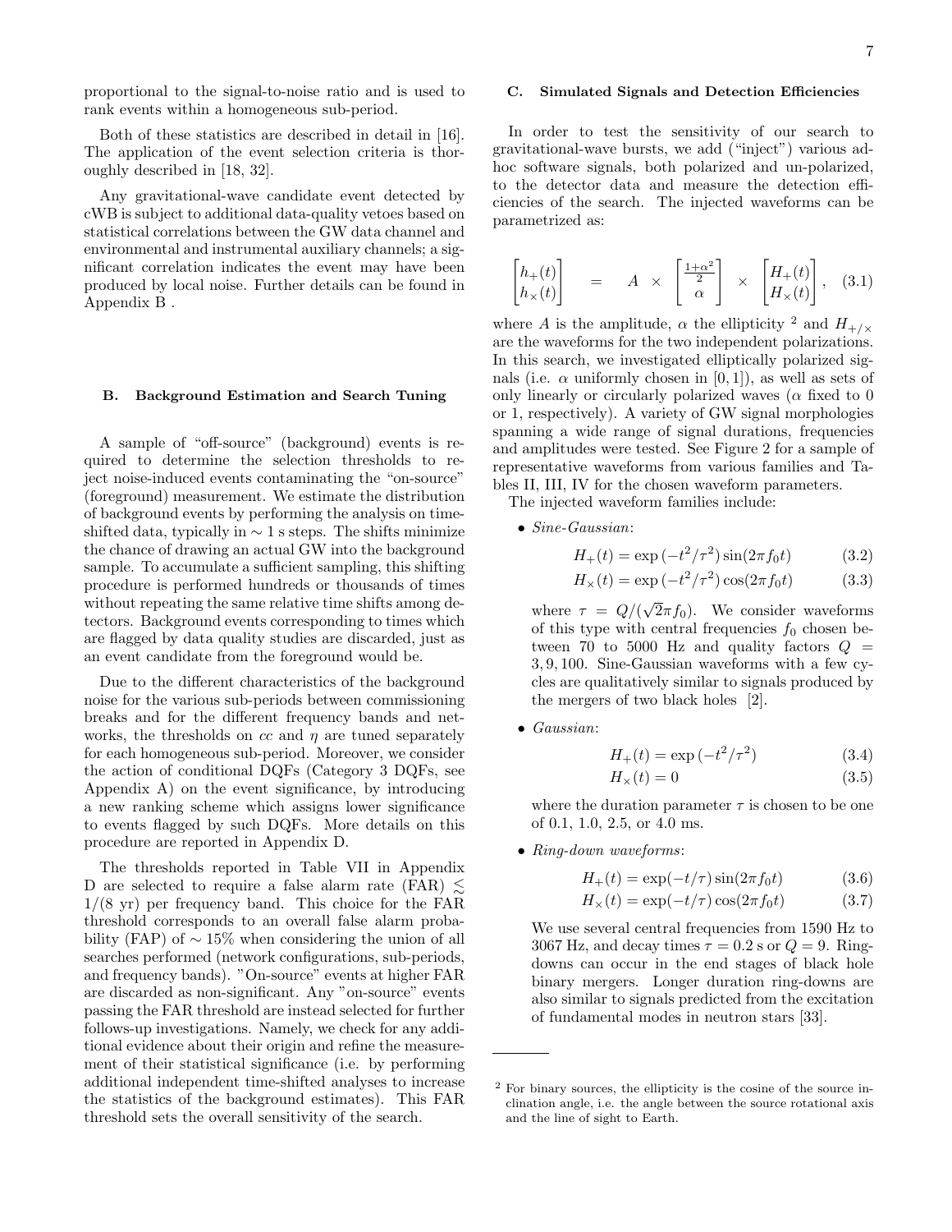proportional to the signal-to-noise ratio and is used to rank events within a homogeneous sub-period.

Both of these statistics are described in detail in [16]. The application of the event selection criteria is thoroughly described in [18, 32].

Any gravitational-wave candidate event detected by cWB is subject to additional data-quality vetoes based on statistical correlations between the GW data channel and environmental and instrumental auxiliary channels; a significant correlation indicates the event may have been produced by local noise. Further details can be found in Appendix B .

### B. Background Estimation and Search Tuning

A sample of "off-source" (background) events is required to determine the selection thresholds to reject noise-induced events contaminating the "on-source" (foreground) measurement. We estimate the distribution of background events by performing the analysis on time-shifted data, typically in $\sim 1$ s steps. The shifts minimize the chance of drawing an actual GW into the background sample. To accumulate a sufficient sampling, this shifting procedure is performed hundreds or thousands of times without repeating the same relative time shifts among detectors. Background events corresponding to times which are flagged by data quality studies are discarded, just as an event candidate from the foreground would be.

Due to the different characteristics of the background noise for the various sub-periods between commissioning breaks and for the different frequency bands and networks, the thresholds on $cc$ and $\eta$ are tuned separately for each homogeneous sub-period. Moreover, we consider the action of conditional DQFs (Category 3 DQFs, see Appendix A) on the event significance, by introducing a new ranking scheme which assigns lower significance to events flagged by such DQFs. More details on this procedure are reported in Appendix D.

The thresholds reported in Table VII in Appendix D are selected to require a false alarm rate (FAR) $\lesssim 1/(8$ yr) per frequency band. This choice for the FAR threshold corresponds to an overall false alarm probability (FAP) of $\sim 15\%$ when considering the union of all searches performed (network configurations, sub-periods, and frequency bands). "On-source" events at higher FAR are discarded as non-significant. Any "on-source" events passing the FAR threshold are instead selected for further follows-up investigations. Namely, we check for any additional evidence about their origin and refine the measurement of their statistical significance (i.e. by performing additional independent time-shifted analyses to increase the statistics of the background estimates). This FAR threshold sets the overall sensitivity of the search.

### C. Simulated Signals and Detection Efficiencies

In order to test the sensitivity of our search to gravitational-wave bursts, we add ("inject") various ad-hoc software signals, both polarized and un-polarized, to the detector data and measure the detection efficiencies of the search. The injected waveforms can be parametrized as:

$$\begin{bmatrix} h_+(t) \\ h_\times(t) \end{bmatrix} = A \times \begin{bmatrix} \frac{1+\alpha^2}{2} \\ \alpha \end{bmatrix} \times \begin{bmatrix} H_+(t) \\ H_\times(t) \end{bmatrix}, \quad (3.1)$$

where $A$ is the amplitude, $\alpha$ the ellipticity [2] and $H_{+/\times}$ are the waveforms for the two independent polarizations. In this search, we investigated elliptically polarized signals (i.e. $\alpha$ uniformly chosen in $[0, 1]$), as well as sets of only linearly or circularly polarized waves ($\alpha$ fixed to 0 or 1, respectively). A variety of GW signal morphologies spanning a wide range of signal durations, frequencies and amplitudes were tested. See Figure 2 for a sample of representative waveforms from various families and Tables II, III, IV for the chosen waveform parameters.

The injected waveform families include:

- *Sine-Gaussian*:

$$H_+(t) = \exp\left(-t^2/\tau^2\right) \sin(2\pi f_0 t) \quad (3.2)$$

$$H_\times(t) = \exp\left(-t^2/\tau^2\right) \cos(2\pi f_0 t) \quad (3.3)$$

  where $\tau = Q/(\sqrt{2}\pi f_0)$. We consider waveforms of this type with central frequencies $f_0$ chosen between 70 to 5000 Hz and quality factors $Q = 3, 9, 100$. Sine-Gaussian waveforms with a few cycles are qualitatively similar to signals produced by the mergers of two black holes [2].

- *Gaussian*:

$$H_+(t) = \exp\left(-t^2/\tau^2\right) \quad (3.4)$$

$$H_\times(t) = 0 \quad (3.5)$$

  where the duration parameter $\tau$ is chosen to be one of 0.1, 1.0, 2.5, or 4.0 ms.

- *Ring-down waveforms*:

$$H_+(t) = \exp(-t/\tau) \sin(2\pi f_0 t) \quad (3.6)$$

$$H_\times(t) = \exp(-t/\tau) \cos(2\pi f_0 t) \quad (3.7)$$

  We use several central frequencies from 1590 Hz to 3067 Hz, and decay times $\tau = 0.2$ s or $Q = 9$. Ring-downs can occur in the end stages of black hole binary mergers. Longer duration ring-downs are also similar to signals predicted from the excitation of fundamental modes in neutron stars [33].

---

[2] For binary sources, the ellipticity is the cosine of the source inclination angle, i.e. the angle between the source rotational axis and the line of sight to Earth.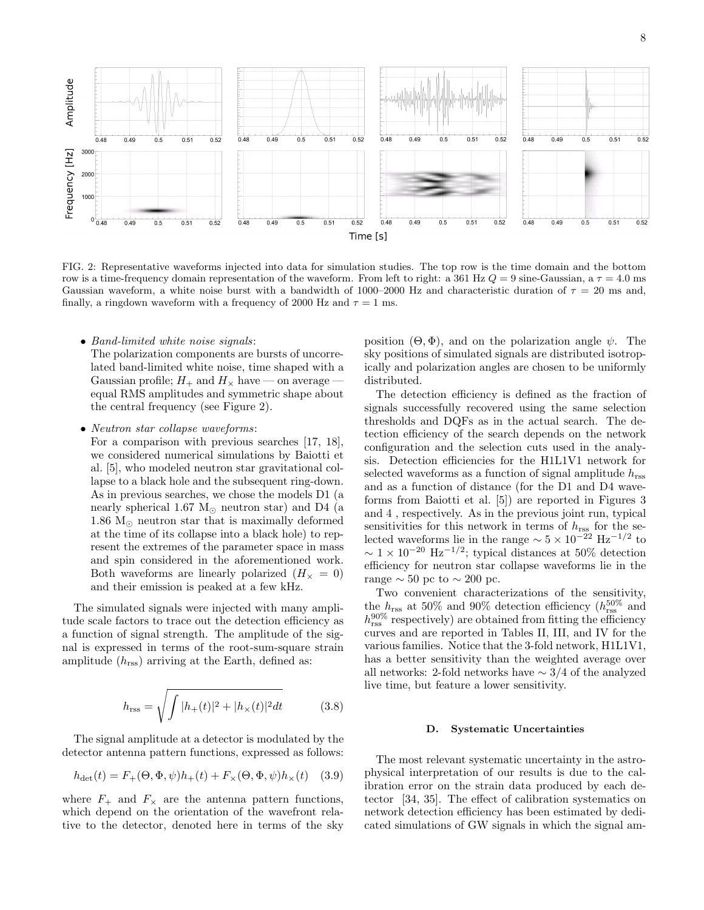FIG. 2: Representative waveforms injected into data for simulation studies. The top row is the time domain and the bottom row is a time-frequency domain representation of the waveform. From left to right: a 361 Hz $Q = 9$ sine-Gaussian, a $\tau = 4.0$ ms Gaussian waveform, a white noise burst with a bandwidth of 1000–2000 Hz and characteristic duration of $\tau = 20$ ms and, finally, a ringdown waveform with a frequency of 2000 Hz and $\tau = 1$ ms.

- *Band-limited white noise signals*:
  The polarization components are bursts of uncorrelated band-limited white noise, time shaped with a Gaussian profile; $H_+$ and $H_\times$ have — on average — equal RMS amplitudes and symmetric shape about the central frequency (see Figure 2).

- *Neutron star collapse waveforms*:
  For a comparison with previous searches [17, 18], we considered numerical simulations by Baiotti et al. [5], who modeled neutron star gravitational collapse to a black hole and the subsequent ring-down. As in previous searches, we chose the models D1 (a nearly spherical 1.67 $M_\odot$ neutron star) and D4 (a 1.86 $M_\odot$ neutron star that is maximally deformed at the time of its collapse into a black hole) to represent the extremes of the parameter space in mass and spin considered in the aforementioned work. Both waveforms are linearly polarized ($H_\times = 0$) and their emission is peaked at a few kHz.

The simulated signals were injected with many amplitude scale factors to trace out the detection efficiency as a function of signal strength. The amplitude of the signal is expressed in terms of the root-sum-square strain amplitude ($h_{\rm rss}$) arriving at the Earth, defined as:

$$h_{\rm rss} = \sqrt{\int |h_+(t)|^2 + |h_\times(t)|^2 dt} \qquad (3.8)$$

The signal amplitude at a detector is modulated by the detector antenna pattern functions, expressed as follows:

$$h_{\rm det}(t) = F_+(\Theta, \Phi, \psi) h_+(t) + F_\times(\Theta, \Phi, \psi) h_\times(t) \quad (3.9)$$

where $F_+$ and $F_\times$ are the antenna pattern functions, which depend on the orientation of the wavefront relative to the detector, denoted here in terms of the sky position $(\Theta, \Phi)$, and on the polarization angle $\psi$. The sky positions of simulated signals are distributed isotropically and polarization angles are chosen to be uniformly distributed.

The detection efficiency is defined as the fraction of signals successfully recovered using the same selection thresholds and DQFs as in the actual search. The detection efficiency of the search depends on the network configuration and the selection cuts used in the analysis. Detection efficiencies for the H1L1V1 network for selected waveforms as a function of signal amplitude $h_{\rm rss}$ and as a function of distance (for the D1 and D4 waveforms from Baiotti et al. [5]) are reported in Figures 3 and 4 , respectively. As in the previous joint run, typical sensitivities for this network in terms of $h_{\rm rss}$ for the selected waveforms lie in the range $\sim 5 \times 10^{-22}$ Hz$^{-1/2}$ to $\sim 1 \times 10^{-20}$ Hz$^{-1/2}$; typical distances at 50% detection efficiency for neutron star collapse waveforms lie in the range $\sim 50$ pc to $\sim 200$ pc.

Two convenient characterizations of the sensitivity, the $h_{\rm rss}$ at 50% and 90% detection efficiency ($h_{\rm rss}^{50\%}$ and $h_{\rm rss}^{90\%}$ respectively) are obtained from fitting the efficiency curves and are reported in Tables II, III, and IV for the various families. Notice that the 3-fold network, H1L1V1, has a better sensitivity than the weighted average over all networks: 2-fold networks have $\sim 3/4$ of the analyzed live time, but feature a lower sensitivity.

### D. Systematic Uncertainties

The most relevant systematic uncertainty in the astrophysical interpretation of our results is due to the calibration error on the strain data produced by each detector [34, 35]. The effect of calibration systematics on network detection efficiency has been estimated by dedicated simulations of GW signals in which the signal am-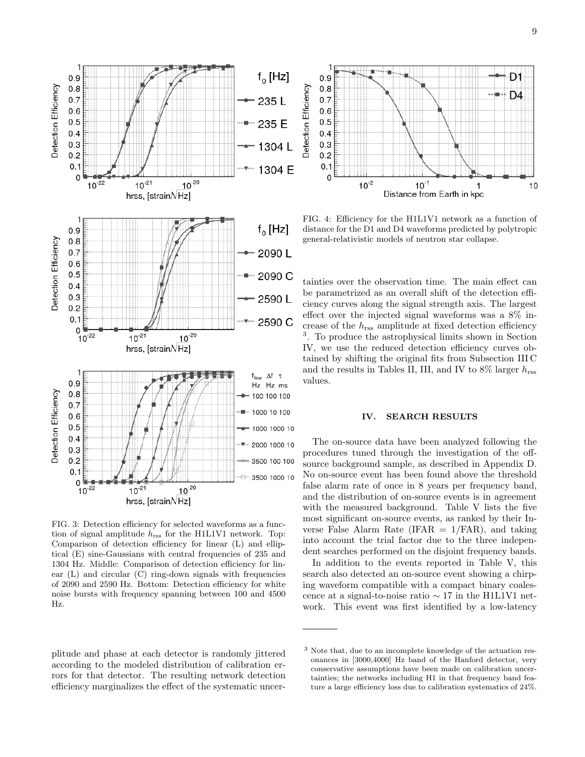FIG. 3: Detection efficiency for selected waveforms as a function of signal amplitude $h_{\rm rss}$ for the H1L1V1 network. Top: Comparison of detection efficiency for linear (L) and elliptical (E) sine-Gaussians with central frequencies of 235 and 1304 Hz. Middle: Comparison of detection efficiency for linear (L) and circular (C) ring-down signals with frequencies of 2090 and 2590 Hz. Bottom: Detection efficiency for white noise bursts with frequency spanning between 100 and 4500 Hz.

plitude and phase at each detector is randomly jittered according to the modeled distribution of calibration errors for that detector. The resulting network detection efficiency marginalizes the effect of the systematic uncertainties over the observation time. The main effect can be parametrized as an overall shift of the detection efficiency curves along the signal strength axis. The largest effect over the injected signal waveforms was a 8% increase of the $h_{\rm rss}$ amplitude at fixed detection efficiency [3]. To produce the astrophysical limits shown in Section IV, we use the reduced detection efficiency curves obtained by shifting the original fits from Subsection III C and the results in Tables II, III, and IV to 8% larger $h_{\rm rss}$ values.

FIG. 4: Efficiency for the H1L1V1 network as a function of distance for the D1 and D4 waveforms predicted by polytropic general-relativistic models of neutron star collapse.

## IV. SEARCH RESULTS

The on-source data have been analyzed following the procedures tuned through the investigation of the off-source background sample, as described in Appendix D. No on-source event has been found above the threshold false alarm rate of once in 8 years per frequency band, and the distribution of on-source events is in agreement with the measured background. Table V lists the five most significant on-source events, as ranked by their Inverse False Alarm Rate (IFAR = 1/FAR), and taking into account the trial factor due to the three independent searches performed on the disjoint frequency bands.

In addition to the events reported in Table V, this search also detected an on-source event showing a chirping waveform compatible with a compact binary coalescence at a signal-to-noise ratio $\sim 17$ in the H1L1V1 network. This event was first identified by a low-latency

[3] Note that, due to an incomplete knowledge of the actuation resonances in [3000,4000] Hz band of the Hanford detector, very conservative assumptions have been made on calibration uncertainties; the networks including H1 in that frequency band feature a large efficiency loss due to calibration systematics of 24%.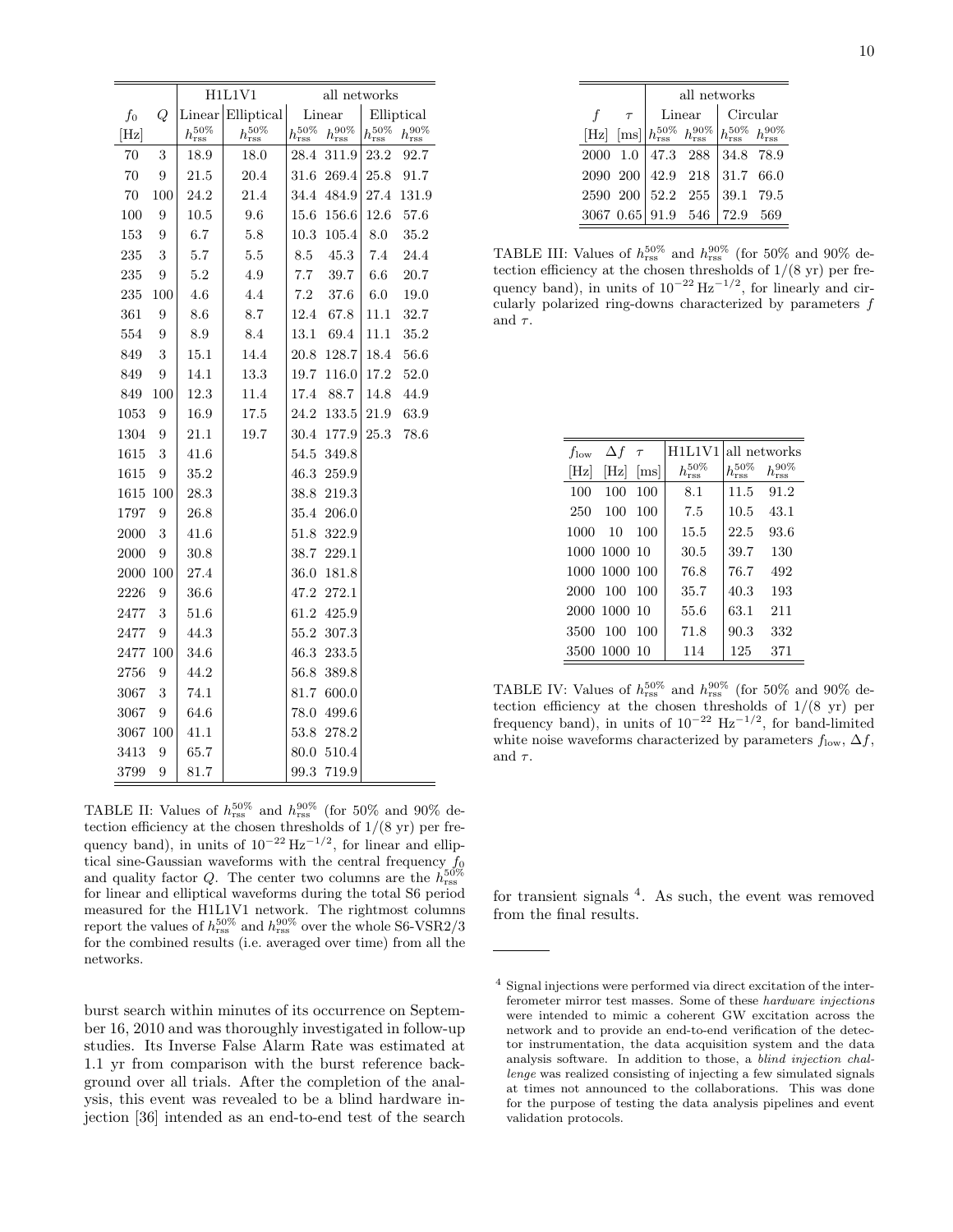| | | H1L1V1 | | all networks | | | |
|---|---|---|---|---|---|---|---|
| $f_0$ | $Q$ | Linear | Elliptical | Linear | | Elliptical | |
| [Hz] | | $h_{\rm rss}^{50\%}$ | $h_{\rm rss}^{50\%}$ | $h_{\rm rss}^{50\%}$ | $h_{\rm rss}^{90\%}$ | $h_{\rm rss}^{50\%}$ | $h_{\rm rss}^{90\%}$ |
| 70 | 3 | 18.9 | 18.0 | 28.4 | 311.9 | 23.2 | 92.7 |
| 70 | 9 | 21.5 | 20.4 | 31.6 | 269.4 | 25.8 | 91.7 |
| 70 | 100 | 24.2 | 21.4 | 34.4 | 484.9 | 27.4 | 131.9 |
| 100 | 9 | 10.5 | 9.6 | 15.6 | 156.6 | 12.6 | 57.6 |
| 153 | 9 | 6.7 | 5.8 | 10.3 | 105.4 | 8.0 | 35.2 |
| 235 | 3 | 5.7 | 5.5 | 8.5 | 45.3 | 7.4 | 24.4 |
| 235 | 9 | 5.2 | 4.9 | 7.7 | 39.7 | 6.6 | 20.7 |
| 235 | 100 | 4.6 | 4.4 | 7.2 | 37.6 | 6.0 | 19.0 |
| 361 | 9 | 8.6 | 8.7 | 12.4 | 67.8 | 11.1 | 32.7 |
| 554 | 9 | 8.9 | 8.4 | 13.1 | 69.4 | 11.1 | 35.2 |
| 849 | 3 | 15.1 | 14.4 | 20.8 | 128.7 | 18.4 | 56.6 |
| 849 | 9 | 14.1 | 13.3 | 19.7 | 116.0 | 17.2 | 52.0 |
| 849 | 100 | 12.3 | 11.4 | 17.4 | 88.7 | 14.8 | 44.9 |
| 1053 | 9 | 16.9 | 17.5 | 24.2 | 133.5 | 21.9 | 63.9 |
| 1304 | 9 | 21.1 | 19.7 | 30.4 | 177.9 | 25.3 | 78.6 |
| 1615 | 3 | 41.6 | | 54.5 | 349.8 | | |
| 1615 | 9 | 35.2 | | 46.3 | 259.9 | | |
| 1615 | 100 | 28.3 | | 38.8 | 219.3 | | |
| 1797 | 9 | 26.8 | | 35.4 | 206.0 | | |
| 2000 | 3 | 41.6 | | 51.8 | 322.9 | | |
| 2000 | 9 | 30.8 | | 38.7 | 229.1 | | |
| 2000 | 100 | 27.4 | | 36.0 | 181.8 | | |
| 2226 | 9 | 36.6 | | 47.2 | 272.1 | | |
| 2477 | 3 | 51.6 | | 61.2 | 425.9 | | |
| 2477 | 9 | 44.3 | | 55.2 | 307.3 | | |
| 2477 | 100 | 34.6 | | 46.3 | 233.5 | | |
| 2756 | 9 | 44.2 | | 56.8 | 389.8 | | |
| 3067 | 3 | 74.1 | | 81.7 | 600.0 | | |
| 3067 | 9 | 64.6 | | 78.0 | 499.6 | | |
| 3067 | 100 | 41.1 | | 53.8 | 278.2 | | |
| 3413 | 9 | 65.7 | | 80.0 | 510.4 | | |
| 3799 | 9 | 81.7 | | 99.3 | 719.9 | | |

TABLE II: Values of $h_{\rm rss}^{50\%}$ and $h_{\rm rss}^{90\%}$ (for 50% and 90% detection efficiency at the chosen thresholds of 1/(8 yr) per frequency band), in units of $10^{-22}\,{\rm Hz}^{-1/2}$, for linear and elliptical sine-Gaussian waveforms with the central frequency $f_0$ and quality factor $Q$. The center two columns are the $h_{\rm rss}^{50\%}$ for linear and elliptical waveforms during the total S6 period measured for the H1L1V1 network. The rightmost columns report the values of $h_{\rm rss}^{50\%}$ and $h_{\rm rss}^{90\%}$ over the whole S6-VSR2/3 for the combined results (i.e. averaged over time) from all the networks.

| | | all networks | | | |
|---|---|---|---|---|---|
| $f$ | $\tau$ | Linear | | Circular | |
| [Hz] | [ms] | $h_{\rm rss}^{50\%}$ | $h_{\rm rss}^{90\%}$ | $h_{\rm rss}^{50\%}$ | $h_{\rm rss}^{90\%}$ |
| 2000 | 1.0 | 47.3 | 288 | 34.8 | 78.9 |
| 2090 | 200 | 42.9 | 218 | 31.7 | 66.0 |
| 2590 | 200 | 52.2 | 255 | 39.1 | 79.5 |
| 3067 | 0.65 | 91.9 | 546 | 72.9 | 569 |

TABLE III: Values of $h_{\rm rss}^{50\%}$ and $h_{\rm rss}^{90\%}$ (for 50% and 90% detection efficiency at the chosen thresholds of 1/(8 yr) per frequency band), in units of $10^{-22}\,{\rm Hz}^{-1/2}$, for linearly and circularly polarized ring-downs characterized by parameters $f$ and $\tau$.

| $f_{\rm low}$ | $\Delta f$ | $\tau$ | H1L1V1 | all networks | |
|---|---|---|---|---|---|
| [Hz] | [Hz] | [ms] | $h_{\rm rss}^{50\%}$ | $h_{\rm rss}^{50\%}$ | $h_{\rm rss}^{90\%}$ |
| 100 | 100 | 100 | 8.1 | 11.5 | 91.2 |
| 250 | 100 | 100 | 7.5 | 10.5 | 43.1 |
| 1000 | 10 | 100 | 15.5 | 22.5 | 93.6 |
| 1000 | 1000 | 10 | 30.5 | 39.7 | 130 |
| 1000 | 1000 | 100 | 76.8 | 76.7 | 492 |
| 2000 | 100 | 100 | 35.7 | 40.3 | 193 |
| 2000 | 1000 | 10 | 55.6 | 63.1 | 211 |
| 3500 | 100 | 100 | 71.8 | 90.3 | 332 |
| 3500 | 1000 | 10 | 114 | 125 | 371 |

TABLE IV: Values of $h_{\rm rss}^{50\%}$ and $h_{\rm rss}^{90\%}$ (for 50% and 90% detection efficiency at the chosen thresholds of 1/(8 yr) per frequency band), in units of $10^{-22}$ Hz$^{-1/2}$, for band-limited white noise waveforms characterized by parameters $f_{\rm low}$, $\Delta f$, and $\tau$.

burst search within minutes of its occurrence on September 16, 2010 and was thoroughly investigated in follow-up studies. Its Inverse False Alarm Rate was estimated at 1.1 yr from comparison with the burst reference background over all trials. After the completion of the analysis, this event was revealed to be a blind hardware injection [36] intended as an end-to-end test of the search for transient signals [4]. As such, the event was removed from the final results.

[4] Signal injections were performed via direct excitation of the interferometer mirror test masses. Some of these *hardware injections* were intended to mimic a coherent GW excitation across the network and to provide an end-to-end verification of the detector instrumentation, the data acquisition system and the data analysis software. In addition to those, a *blind injection challenge* was realized consisting of injecting a few simulated signals at times not announced to the collaborations. This was done for the purpose of testing the data analysis pipelines and event validation protocols.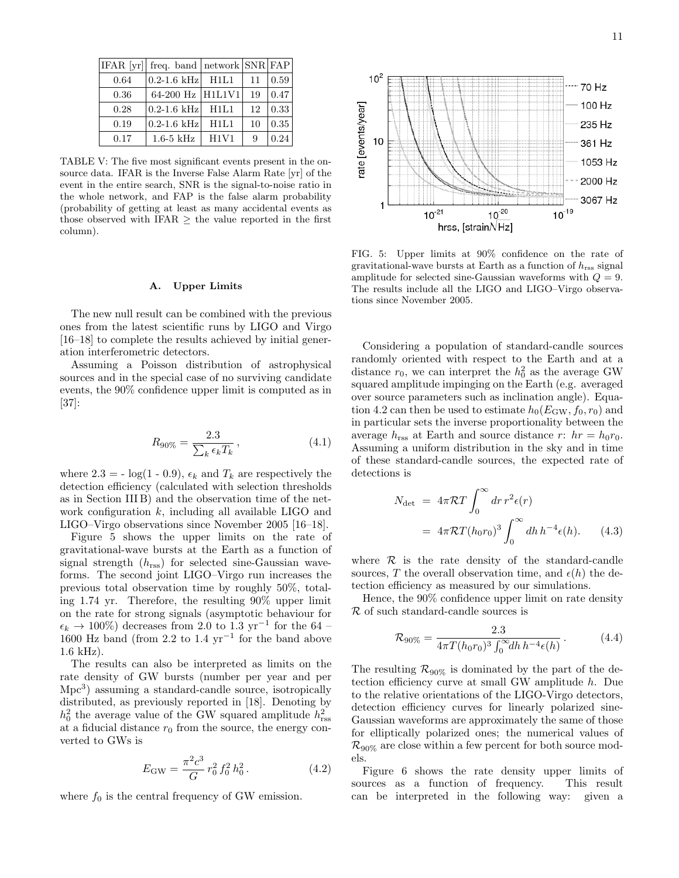| IFAR [yr] | freq. band | network | SNR | FAP |
|---|---|---|---|---|
| 0.64 | 0.2-1.6 kHz | H1L1 | 11 | 0.59 |
| 0.36 | 64-200 Hz | H1L1V1 | 19 | 0.47 |
| 0.28 | 0.2-1.6 kHz | H1L1 | 12 | 0.33 |
| 0.19 | 0.2-1.6 kHz | H1L1 | 10 | 0.35 |
| 0.17 | 1.6-5 kHz | H1V1 | 9 | 0.24 |

TABLE V: The five most significant events present in the on-source data. IFAR is the Inverse False Alarm Rate [yr] of the event in the entire search, SNR is the signal-to-noise ratio in the whole network, and FAP is the false alarm probability (probability of getting at least as many accidental events as those observed with IFAR ≥ the value reported in the first column).

### A. Upper Limits

The new null result can be combined with the previous ones from the latest scientific runs by LIGO and Virgo [16–18] to complete the results achieved by initial generation interferometric detectors.

Assuming a Poisson distribution of astrophysical sources and in the special case of no surviving candidate events, the 90% confidence upper limit is computed as in [37]:

$$R_{90\%} = \frac{2.3}{\sum_k \epsilon_k T_k}\,, \tag{4.1}$$

where 2.3 = - log(1 - 0.9), $\epsilon_k$ and $T_k$ are respectively the detection efficiency (calculated with selection thresholds as in Section III B) and the observation time of the network configuration $k$, including all available LIGO and LIGO–Virgo observations since November 2005 [16–18].

Figure 5 shows the upper limits on the rate of gravitational-wave bursts at the Earth as a function of signal strength ($h_{\rm rss}$) for selected sine-Gaussian waveforms. The second joint LIGO–Virgo run increases the previous total observation time by roughly 50%, totaling 1.74 yr. Therefore, the resulting 90% upper limit on the rate for strong signals (asymptotic behaviour for $\epsilon_k \to 100\%$) decreases from 2.0 to 1.3 yr$^{-1}$ for the 64 – 1600 Hz band (from 2.2 to 1.4 yr$^{-1}$ for the band above 1.6 kHz).

The results can also be interpreted as limits on the rate density of GW bursts (number per year and per Mpc$^3$) assuming a standard-candle source, isotropically distributed, as previously reported in [18]. Denoting by $h_0^2$ the average value of the GW squared amplitude $h_{\rm rss}^2$ at a fiducial distance $r_0$ from the source, the energy converted to GWs is

$$E_{\rm GW} = \frac{\pi^2 c^3}{G}\, r_0^2\, f_0^2\, h_0^2\,. \tag{4.2}$$

where $f_0$ is the central frequency of GW emission.

FIG. 5: Upper limits at 90% confidence on the rate of gravitational-wave bursts at Earth as a function of $h_{\rm rss}$ signal amplitude for selected sine-Gaussian waveforms with $Q = 9$. The results include all the LIGO and LIGO–Virgo observations since November 2005.

Considering a population of standard-candle sources randomly oriented with respect to the Earth and at a distance $r_0$, we can interpret the $h_0^2$ as the average GW squared amplitude impinging on the Earth (e.g. averaged over source parameters such as inclination angle). Equation 4.2 can then be used to estimate $h_0(E_{\rm GW}, f_0, r_0)$ and in particular sets the inverse proportionality between the average $h_{\rm rss}$ at Earth and source distance $r$: $hr = h_0 r_0$. Assuming a uniform distribution in the sky and in time of these standard-candle sources, the expected rate of detections is

$$\begin{aligned} N_{\rm det} &= 4\pi \mathcal{R} T \int_0^\infty dr\, r^2 \epsilon(r) \\ &= 4\pi \mathcal{R} T (h_0 r_0)^3 \int_0^\infty dh\, h^{-4} \epsilon(h). \end{aligned} \tag{4.3}$$

where $\mathcal{R}$ is the rate density of the standard-candle sources, $T$ the overall observation time, and $\epsilon(h)$ the detection efficiency as measured by our simulations.

Hence, the 90% confidence upper limit on rate density $\mathcal{R}$ of such standard-candle sources is

$$\mathcal{R}_{90\%} = \frac{2.3}{4\pi T (h_0 r_0)^3 \int_0^\infty dh\, h^{-4} \epsilon(h)}\,. \tag{4.4}$$

The resulting $\mathcal{R}_{90\%}$ is dominated by the part of the detection efficiency curve at small GW amplitude $h$. Due to the relative orientations of the LIGO-Virgo detectors, detection efficiency curves for linearly polarized sine-Gaussian waveforms are approximately the same of those for elliptically polarized ones; the numerical values of $\mathcal{R}_{90\%}$ are close within a few percent for both source models.

Figure 6 shows the rate density upper limits of sources as a function of frequency. This result can be interpreted in the following way: given a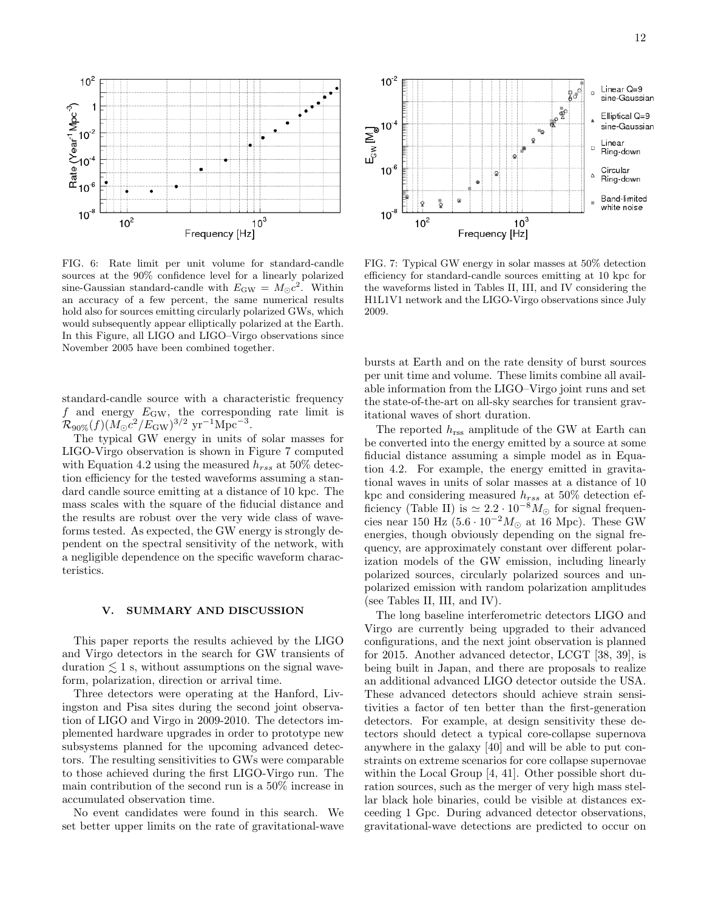FIG. 6: Rate limit per unit volume for standard-candle sources at the 90% confidence level for a linearly polarized sine-Gaussian standard-candle with $E_{\rm GW} = M_\odot c^2$. Within an accuracy of a few percent, the same numerical results hold also for sources emitting circularly polarized GWs, which would subsequently appear elliptically polarized at the Earth. In this Figure, all LIGO and LIGO–Virgo observations since November 2005 have been combined together.

FIG. 7: Typical GW energy in solar masses at 50% detection efficiency for standard-candle sources emitting at 10 kpc for the waveforms listed in Tables II, III, and IV considering the H1L1V1 network and the LIGO-Virgo observations since July 2009.

standard-candle source with a characteristic frequency $f$ and energy $E_{\rm GW}$, the corresponding rate limit is $\mathcal{R}_{90\%}(f)(M_\odot c^2/E_{\rm GW})^{3/2}$ yr$^{-1}$Mpc$^{-3}$.

The typical GW energy in units of solar masses for LIGO-Virgo observation is shown in Figure 7 computed with Equation 4.2 using the measured $h_{rss}$ at 50% detection efficiency for the tested waveforms assuming a standard candle source emitting at a distance of 10 kpc. The mass scales with the square of the fiducial distance and the results are robust over the very wide class of waveforms tested. As expected, the GW energy is strongly dependent on the spectral sensitivity of the network, with a negligible dependence on the specific waveform characteristics.

## V. SUMMARY AND DISCUSSION

This paper reports the results achieved by the LIGO and Virgo detectors in the search for GW transients of duration $\lesssim 1$ s, without assumptions on the signal waveform, polarization, direction or arrival time.

Three detectors were operating at the Hanford, Livingston and Pisa sites during the second joint observation of LIGO and Virgo in 2009-2010. The detectors implemented hardware upgrades in order to prototype new subsystems planned for the upcoming advanced detectors. The resulting sensitivities to GWs were comparable to those achieved during the first LIGO-Virgo run. The main contribution of the second run is a 50% increase in accumulated observation time.

No event candidates were found in this search. We set better upper limits on the rate of gravitational-wave bursts at Earth and on the rate density of burst sources per unit time and volume. These limits combine all available information from the LIGO–Virgo joint runs and set the state-of-the-art on all-sky searches for transient gravitational waves of short duration.

The reported $h_{\rm rss}$ amplitude of the GW at Earth can be converted into the energy emitted by a source at some fiducial distance assuming a simple model as in Equation 4.2. For example, the energy emitted in gravitational waves in units of solar masses at a distance of 10 kpc and considering measured $h_{rss}$ at 50% detection efficiency (Table II) is $\simeq 2.2 \cdot 10^{-8} M_\odot$ for signal frequencies near 150 Hz ($5.6 \cdot 10^{-2} M_\odot$ at 16 Mpc). These GW energies, though obviously depending on the signal frequency, are approximately constant over different polarization models of the GW emission, including linearly polarized sources, circularly polarized sources and unpolarized emission with random polarization amplitudes (see Tables II, III, and IV).

The long baseline interferometric detectors LIGO and Virgo are currently being upgraded to their advanced configurations, and the next joint observation is planned for 2015. Another advanced detector, LCGT [38, 39], is being built in Japan, and there are proposals to realize an additional advanced LIGO detector outside the USA. These advanced detectors should achieve strain sensitivities a factor of ten better than the first-generation detectors. For example, at design sensitivity these detectors should detect a typical core-collapse supernova anywhere in the galaxy [40] and will be able to put constraints on extreme scenarios for core collapse supernovae within the Local Group [4, 41]. Other possible short duration sources, such as the merger of very high mass stellar black hole binaries, could be visible at distances exceeding 1 Gpc. During advanced detector observations, gravitational-wave detections are predicted to occur on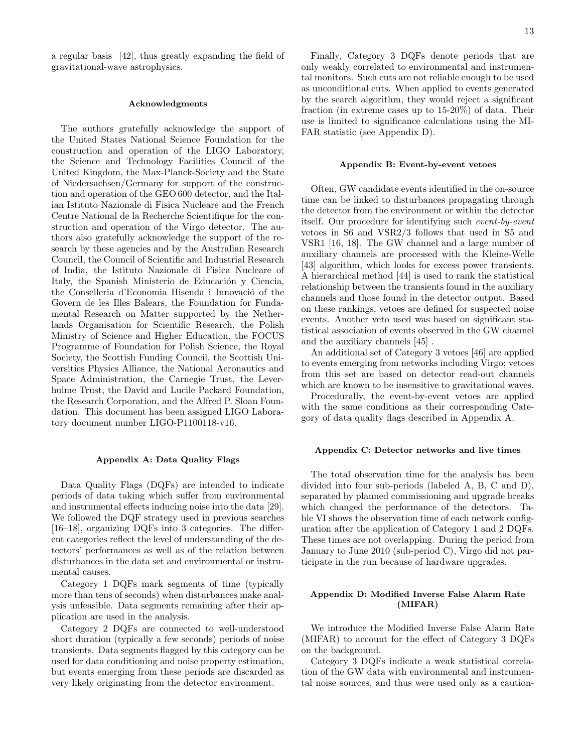a regular basis [42], thus greatly expanding the field of gravitational-wave astrophysics.

### Acknowledgments

The authors gratefully acknowledge the support of the United States National Science Foundation for the construction and operation of the LIGO Laboratory, the Science and Technology Facilities Council of the United Kingdom, the Max-Planck-Society and the State of Niedersachsen/Germany for support of the construction and operation of the GEO 600 detector, and the Italian Istituto Nazionale di Fisica Nucleare and the French Centre National de la Recherche Scientifique for the construction and operation of the Virgo detector. The authors also gratefully acknowledge the support of the research by these agencies and by the Australian Research Council, the Council of Scientific and Industrial Research of India, the Istituto Nazionale di Fisica Nucleare of Italy, the Spanish Ministerio de Educación y Ciencia, the Conselleria d'Economia Hisenda i Innovació of the Govern de les Illes Balears, the Foundation for Fundamental Research on Matter supported by the Netherlands Organisation for Scientific Research, the Polish Ministry of Science and Higher Education, the FOCUS Programme of Foundation for Polish Science, the Royal Society, the Scottish Funding Council, the Scottish Universities Physics Alliance, the National Aeronautics and Space Administration, the Carnegie Trust, the Leverhulme Trust, the David and Lucile Packard Foundation, the Research Corporation, and the Alfred P. Sloan Foundation. This document has been assigned LIGO Laboratory document number LIGO-P1100118-v16.

### Appendix A: Data Quality Flags

Data Quality Flags (DQFs) are intended to indicate periods of data taking which suffer from environmental and instrumental effects inducing noise into the data [29]. We followed the DQF strategy used in previous searches [16–18], organizing DQFs into 3 categories. The different categories reflect the level of understanding of the detectors' performances as well as of the relation between disturbances in the data set and environmental or instrumental causes.

Category 1 DQFs mark segments of time (typically more than tens of seconds) when disturbances make analysis unfeasible. Data segments remaining after their application are used in the analysis.

Category 2 DQFs are connected to well-understood short duration (typically a few seconds) periods of noise transients. Data segments flagged by this category can be used for data conditioning and noise property estimation, but events emerging from these periods are discarded as very likely originating from the detector environment.

Finally, Category 3 DQFs denote periods that are only weakly correlated to environmental and instrumental monitors. Such cuts are not reliable enough to be used as unconditional cuts. When applied to events generated by the search algorithm, they would reject a significant fraction (in extreme cases up to 15-20%) of data. Their use is limited to significance calculations using the MIFAR statistic (see Appendix D).

### Appendix B: Event-by-event vetoes

Often, GW candidate events identified in the on-source time can be linked to disturbances propagating through the detector from the environment or within the detector itself. Our procedure for identifying such *event-by-event* vetoes in S6 and VSR2/3 follows that used in S5 and VSR1 [16, 18]. The GW channel and a large number of auxiliary channels are processed with the Kleine-Welle [43] algorithm, which looks for excess power transients. A hierarchical method [44] is used to rank the statistical relationship between the transients found in the auxiliary channels and those found in the detector output. Based on these rankings, vetoes are defined for suspected noise events. Another veto used was based on significant statistical association of events observed in the GW channel and the auxiliary channels [45] .

An additional set of Category 3 vetoes [46] are applied to events emerging from networks including Virgo; vetoes from this set are based on detector read-out channels which are known to be insensitive to gravitational waves.

Procedurally, the event-by-event vetoes are applied with the same conditions as their corresponding Category of data quality flags described in Appendix A.

### Appendix C: Detector networks and live times

The total observation time for the analysis has been divided into four sub-periods (labeled A, B, C and D), separated by planned commissioning and upgrade breaks which changed the performance of the detectors. Table VI shows the observation time of each network configuration after the application of Category 1 and 2 DQFs. These times are not overlapping. During the period from January to June 2010 (sub-period C), Virgo did not participate in the run because of hardware upgrades.

### Appendix D: Modified Inverse False Alarm Rate (MIFAR)

We introduce the Modified Inverse False Alarm Rate (MIFAR) to account for the effect of Category 3 DQFs on the background.

Category 3 DQFs indicate a weak statistical correlation of the GW data with environmental and instrumental noise sources, and thus were used only as a caution-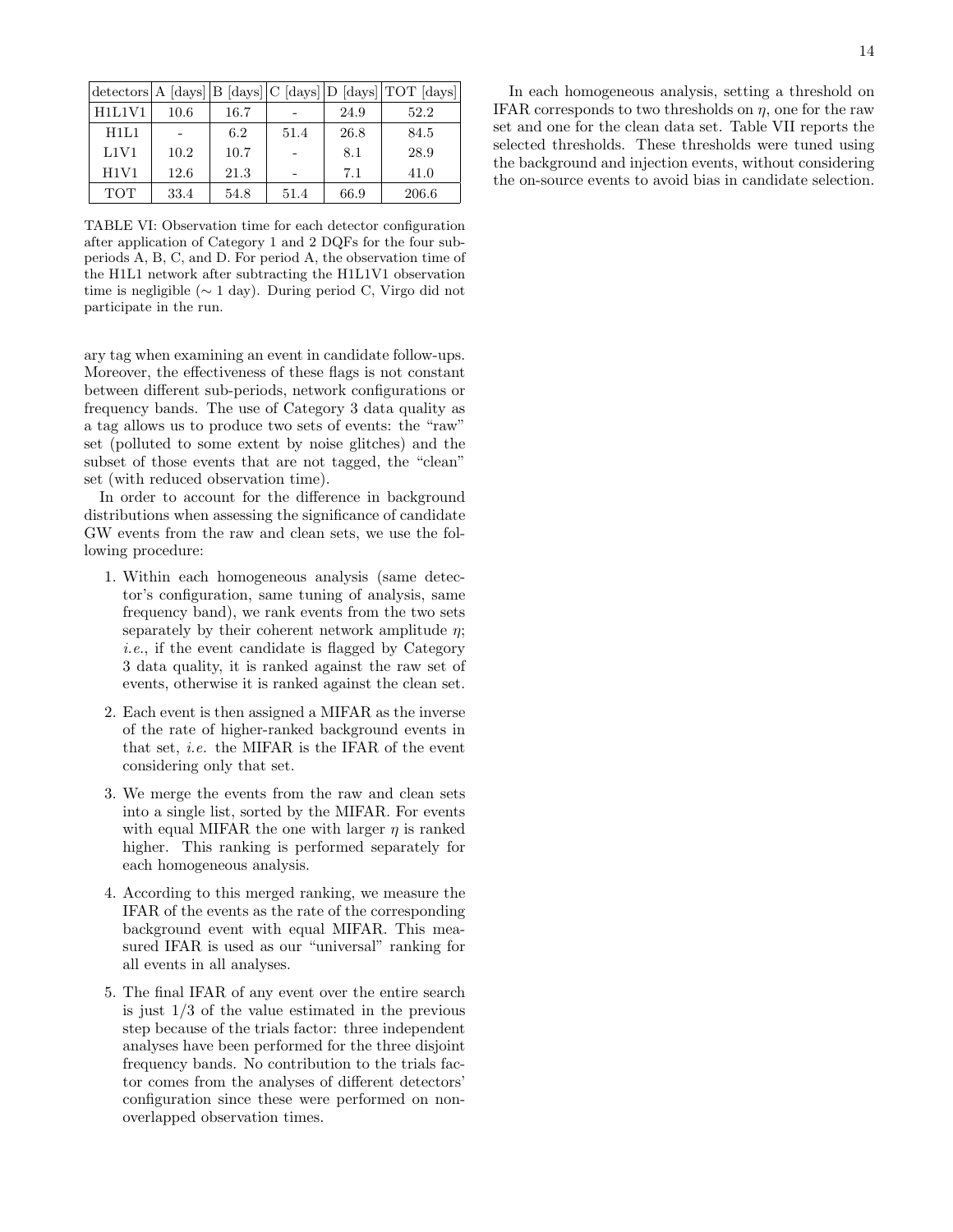| detectors | A [days] | B [days] | C [days] | D [days] | TOT [days] |
|---|---|---|---|---|---|
| H1L1V1 | 10.6 | 16.7 | - | 24.9 | 52.2 |
| H1L1 | - | 6.2 | 51.4 | 26.8 | 84.5 |
| L1V1 | 10.2 | 10.7 | - | 8.1 | 28.9 |
| H1V1 | 12.6 | 21.3 | - | 7.1 | 41.0 |
| TOT | 33.4 | 54.8 | 51.4 | 66.9 | 206.6 |

TABLE VI: Observation time for each detector configuration after application of Category 1 and 2 DQFs for the four subperiods A, B, C, and D. For period A, the observation time of the H1L1 network after subtracting the H1L1V1 observation time is negligible ($\sim$ 1 day). During period C, Virgo did not participate in the run.

ary tag when examining an event in candidate follow-ups. Moreover, the effectiveness of these flags is not constant between different sub-periods, network configurations or frequency bands. The use of Category 3 data quality as a tag allows us to produce two sets of events: the "raw" set (polluted to some extent by noise glitches) and the subset of those events that are not tagged, the "clean" set (with reduced observation time).

In order to account for the difference in background distributions when assessing the significance of candidate GW events from the raw and clean sets, we use the following procedure:

1. Within each homogeneous analysis (same detector's configuration, same tuning of analysis, same frequency band), we rank events from the two sets separately by their coherent network amplitude $\eta$; *i.e.*, if the event candidate is flagged by Category 3 data quality, it is ranked against the raw set of events, otherwise it is ranked against the clean set.
2. Each event is then assigned a MIFAR as the inverse of the rate of higher-ranked background events in that set, *i.e.* the MIFAR is the IFAR of the event considering only that set.
3. We merge the events from the raw and clean sets into a single list, sorted by the MIFAR. For events with equal MIFAR the one with larger $\eta$ is ranked higher. This ranking is performed separately for each homogeneous analysis.
4. According to this merged ranking, we measure the IFAR of the events as the rate of the corresponding background event with equal MIFAR. This measured IFAR is used as our "universal" ranking for all events in all analyses.
5. The final IFAR of any event over the entire search is just 1/3 of the value estimated in the previous step because of the trials factor: three independent analyses have been performed for the three disjoint frequency bands. No contribution to the trials factor comes from the analyses of different detectors' configuration since these were performed on non-overlapped observation times.

In each homogeneous analysis, setting a threshold on IFAR corresponds to two thresholds on $\eta$, one for the raw set and one for the clean data set. Table VII reports the selected thresholds. These thresholds were tuned using the background and injection events, without considering the on-source events to avoid bias in candidate selection.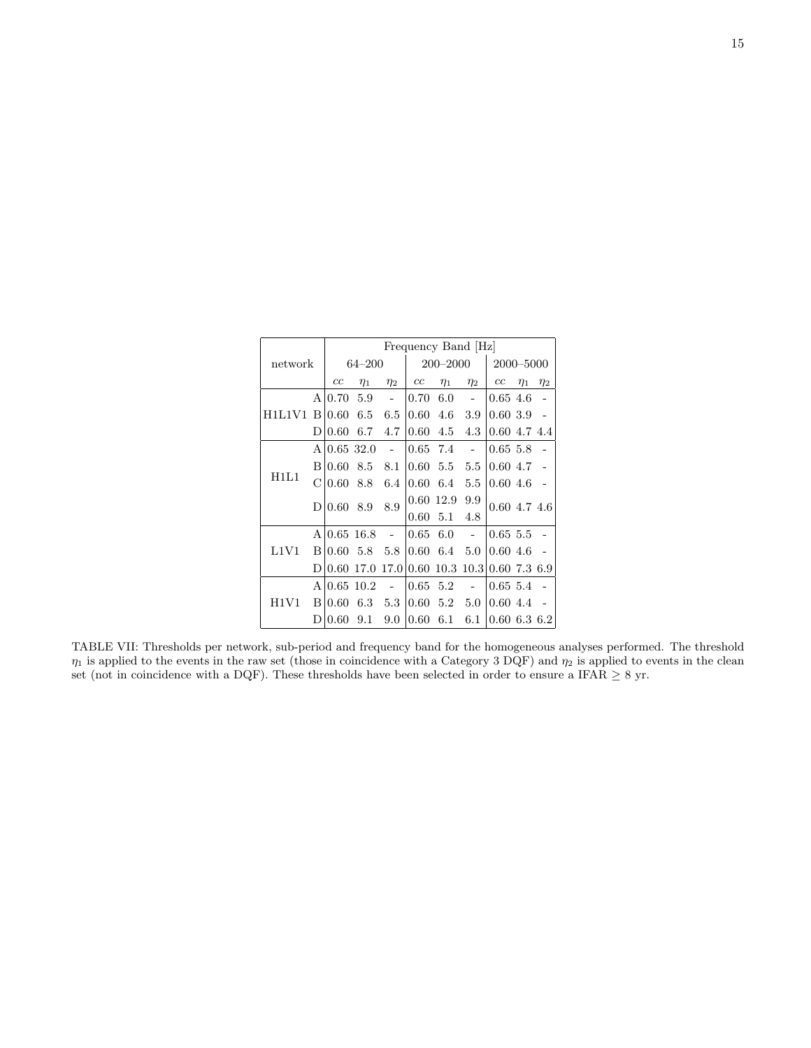| network | | Frequency Band [Hz] | | | | | | | | |
|---|---|---|---|---|---|---|---|---|---|---|
| | | 64–200 | | | 200–2000 | | | 2000–5000 | | |
| | | $cc$ | $\eta_1$ | $\eta_2$ | $cc$ | $\eta_1$ | $\eta_2$ | $cc$ | $\eta_1$ | $\eta_2$ |
| H1L1V1 | A | 0.70 | 5.9 | - | 0.70 | 6.0 | - | 0.65 | 4.6 | - |
| | B | 0.60 | 6.5 | 6.5 | 0.60 | 4.6 | 3.9 | 0.60 | 3.9 | - |
| | D | 0.60 | 6.7 | 4.7 | 0.60 | 4.5 | 4.3 | 0.60 | 4.7 | 4.4 |
| H1L1 | A | 0.65 | 32.0 | - | 0.65 | 7.4 | - | 0.65 | 5.8 | - |
| | B | 0.60 | 8.5 | 8.1 | 0.60 | 5.5 | 5.5 | 0.60 | 4.7 | - |
| | C | 0.60 | 8.8 | 6.4 | 0.60 | 6.4 | 5.5 | 0.60 | 4.6 | - |
| | D | 0.60 | 8.9 | 8.9 | 0.60 | 12.9 | 9.9 | 0.60 | 4.7 | 4.6 |
| | | | | | 0.60 | 5.1 | 4.8 | | | |
| L1V1 | A | 0.65 | 16.8 | - | 0.65 | 6.0 | - | 0.65 | 5.5 | - |
| | B | 0.60 | 5.8 | 5.8 | 0.60 | 6.4 | 5.0 | 0.60 | 4.6 | - |
| | D | 0.60 | 17.0 | 17.0 | 0.60 | 10.3 | 10.3 | 0.60 | 7.3 | 6.9 |
| H1V1 | A | 0.65 | 10.2 | - | 0.65 | 5.2 | - | 0.65 | 5.4 | - |
| | B | 0.60 | 6.3 | 5.3 | 0.60 | 5.2 | 5.0 | 0.60 | 4.4 | - |
| | D | 0.60 | 9.1 | 9.0 | 0.60 | 6.1 | 6.1 | 0.60 | 6.3 | 6.2 |

TABLE VII: Thresholds per network, sub-period and frequency band for the homogeneous analyses performed. The threshold $\eta_1$ is applied to the events in the raw set (those in coincidence with a Category 3 DQF) and $\eta_2$ is applied to events in the clean set (not in coincidence with a DQF). These thresholds have been selected in order to ensure a IFAR $\geq$ 8 yr.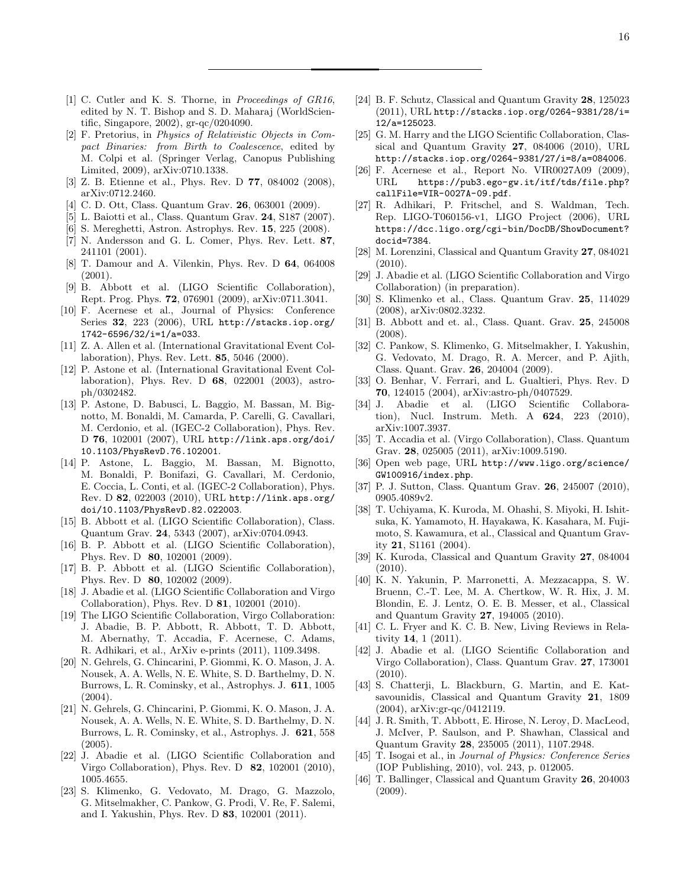[1] C. Cutler and K. S. Thorne, in *Proceedings of GR16*, edited by N. T. Bishop and S. D. Maharaj (WorldScientific, Singapore, 2002), gr-qc/0204090.

[2] F. Pretorius, in *Physics of Relativistic Objects in Compact Binaries: from Birth to Coalescence*, edited by M. Colpi et al. (Springer Verlag, Canopus Publishing Limited, 2009), arXiv:0710.1338.

[3] Z. B. Etienne et al., Phys. Rev. D **77**, 084002 (2008), arXiv:0712.2460.

[4] C. D. Ott, Class. Quantum Grav. **26**, 063001 (2009).

[5] L. Baiotti et al., Class. Quantum Grav. **24**, S187 (2007).

[6] S. Mereghetti, Astron. Astrophys. Rev. **15**, 225 (2008).

[7] N. Andersson and G. L. Comer, Phys. Rev. Lett. **87**, 241101 (2001).

[8] T. Damour and A. Vilenkin, Phys. Rev. D **64**, 064008 (2001).

[9] B. Abbott et al. (LIGO Scientific Collaboration), Rept. Prog. Phys. **72**, 076901 (2009), arXiv:0711.3041.

[10] F. Acernese et al., Journal of Physics: Conference Series **32**, 223 (2006), URL http://stacks.iop.org/1742-6596/32/i=1/a=033.

[11] Z. A. Allen et al. (International Gravitational Event Collaboration), Phys. Rev. Lett. **85**, 5046 (2000).

[12] P. Astone et al. (International Gravitational Event Collaboration), Phys. Rev. D **68**, 022001 (2003), astro-ph/0302482.

[13] P. Astone, D. Babusci, L. Baggio, M. Bassan, M. Bignotto, M. Bonaldi, M. Camarda, P. Carelli, G. Cavallari, M. Cerdonio, et al. (IGEC-2 Collaboration), Phys. Rev. D **76**, 102001 (2007), URL http://link.aps.org/doi/10.1103/PhysRevD.76.102001.

[14] P. Astone, L. Baggio, M. Bassan, M. Bignotto, M. Bonaldi, P. Bonifazi, G. Cavallari, M. Cerdonio, E. Coccia, L. Conti, et al. (IGEC-2 Collaboration), Phys. Rev. D **82**, 022003 (2010), URL http://link.aps.org/doi/10.1103/PhysRevD.82.022003.

[15] B. Abbott et al. (LIGO Scientific Collaboration), Class. Quantum Grav. **24**, 5343 (2007), arXiv:0704.0943.

[16] B. P. Abbott et al. (LIGO Scientific Collaboration), Phys. Rev. D **80**, 102001 (2009).

[17] B. P. Abbott et al. (LIGO Scientific Collaboration), Phys. Rev. D **80**, 102002 (2009).

[18] J. Abadie et al. (LIGO Scientific Collaboration and Virgo Collaboration), Phys. Rev. D **81**, 102001 (2010).

[19] The LIGO Scientific Collaboration, Virgo Collaboration: J. Abadie, B. P. Abbott, R. Abbott, T. D. Abbott, M. Abernathy, T. Accadia, F. Acernese, C. Adams, R. Adhikari, et al., ArXiv e-prints (2011), 1109.3498.

[20] N. Gehrels, G. Chincarini, P. Giommi, K. O. Mason, J. A. Nousek, A. A. Wells, N. E. White, S. D. Barthelmy, D. N. Burrows, L. R. Cominsky, et al., Astrophys. J. **611**, 1005 (2004).

[21] N. Gehrels, G. Chincarini, P. Giommi, K. O. Mason, J. A. Nousek, A. A. Wells, N. E. White, S. D. Barthelmy, D. N. Burrows, L. R. Cominsky, et al., Astrophys. J. **621**, 558 (2005).

[22] J. Abadie et al. (LIGO Scientific Collaboration and Virgo Collaboration), Phys. Rev. D **82**, 102001 (2010), 1005.4655.

[23] S. Klimenko, G. Vedovato, M. Drago, G. Mazzolo, G. Mitselmakher, C. Pankow, G. Prodi, V. Re, F. Salemi, and I. Yakushin, Phys. Rev. D **83**, 102001 (2011).

[24] B. F. Schutz, Classical and Quantum Gravity **28**, 125023 (2011), URL http://stacks.iop.org/0264-9381/28/i=12/a=125023.

[25] G. M. Harry and the LIGO Scientific Collaboration, Classical and Quantum Gravity **27**, 084006 (2010), URL http://stacks.iop.org/0264-9381/27/i=8/a=084006.

[26] F. Acernese et al., Report No. VIR0027A09 (2009), URL https://pub3.ego-gw.it/itf/tds/file.php?callFile=VIR-0027A-09.pdf.

[27] R. Adhikari, P. Fritschel, and S. Waldman, Tech. Rep. LIGO-T060156-v1, LIGO Project (2006), URL https://dcc.ligo.org/cgi-bin/DocDB/ShowDocument?docid=7384.

[28] M. Lorenzini, Classical and Quantum Gravity **27**, 084021 (2010).

[29] J. Abadie et al. (LIGO Scientific Collaboration and Virgo Collaboration) (in preparation).

[30] S. Klimenko et al., Class. Quantum Grav. **25**, 114029 (2008), arXiv:0802.3232.

[31] B. Abbott and et. al., Class. Quant. Grav. **25**, 245008 (2008).

[32] C. Pankow, S. Klimenko, G. Mitselmakher, I. Yakushin, G. Vedovato, M. Drago, R. A. Mercer, and P. Ajith, Class. Quant. Grav. **26**, 204004 (2009).

[33] O. Benhar, V. Ferrari, and L. Gualtieri, Phys. Rev. D **70**, 124015 (2004), arXiv:astro-ph/0407529.

[34] J. Abadie et al. (LIGO Scientific Collaboration), Nucl. Instrum. Meth. A **624**, 223 (2010), arXiv:1007.3937.

[35] T. Accadia et al. (Virgo Collaboration), Class. Quantum Grav. **28**, 025005 (2011), arXiv:1009.5190.

[36] Open web page, URL http://www.ligo.org/science/GW100916/index.php.

[37] P. J. Sutton, Class. Quantum Grav. **26**, 245007 (2010), 0905.4089v2.

[38] T. Uchiyama, K. Kuroda, M. Ohashi, S. Miyoki, H. Ishitsuka, K. Yamamoto, H. Hayakawa, K. Kasahara, M. Fujimoto, S. Kawamura, et al., Classical and Quantum Gravity **21**, S1161 (2004).

[39] K. Kuroda, Classical and Quantum Gravity **27**, 084004 (2010).

[40] K. N. Yakunin, P. Marronetti, A. Mezzacappa, S. W. Bruenn, C.-T. Lee, M. A. Chertkow, W. R. Hix, J. M. Blondin, E. J. Lentz, O. E. B. Messer, et al., Classical and Quantum Gravity **27**, 194005 (2010).

[41] C. L. Fryer and K. C. B. New, Living Reviews in Relativity **14**, 1 (2011).

[42] J. Abadie et al. (LIGO Scientific Collaboration and Virgo Collaboration), Class. Quantum Grav. **27**, 173001 (2010).

[43] S. Chatterji, L. Blackburn, G. Martin, and E. Katsavounidis, Classical and Quantum Gravity **21**, 1809 (2004), arXiv:gr-qc/0412119.

[44] J. R. Smith, T. Abbott, E. Hirose, N. Leroy, D. MacLeod, J. McIver, P. Saulson, and P. Shawhan, Classical and Quantum Gravity **28**, 235005 (2011), 1107.2948.

[45] T. Isogai et al., in *Journal of Physics: Conference Series* (IOP Publishing, 2010), vol. 243, p. 012005.

[46] T. Ballinger, Classical and Quantum Gravity **26**, 204003 (2009).